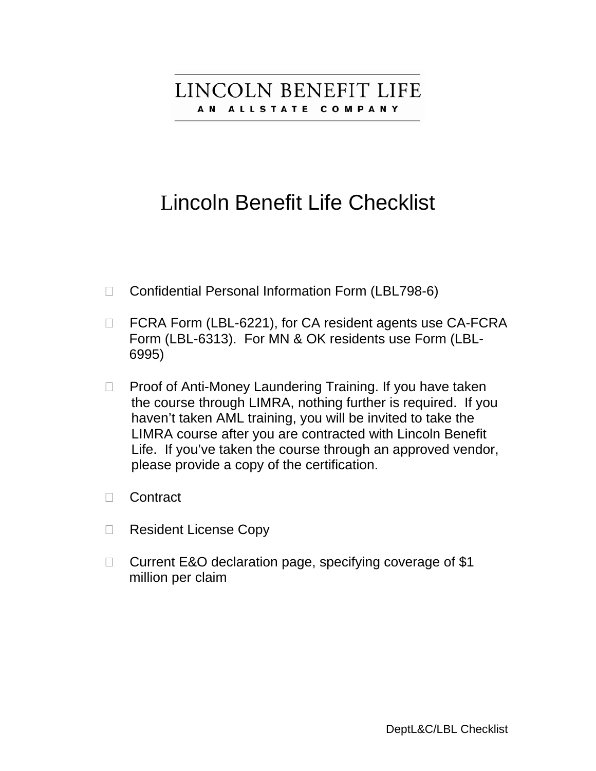LINCOLN BENEFIT LIFE
AN ALLSTATE COMPANY

# Lincoln Benefit Life Checklist

- ☐ Confidential Personal Information Form (LBL798-6)

- ☐ FCRA Form (LBL-6221), for CA resident agents use CA-FCRA Form (LBL-6313). For MN & OK residents use Form (LBL-6995)

- ☐ Proof of Anti-Money Laundering Training. If you have taken the course through LIMRA, nothing further is required. If you haven't taken AML training, you will be invited to take the LIMRA course after you are contracted with Lincoln Benefit Life. If you've taken the course through an approved vendor, please provide a copy of the certification.

- ☐ Contract

- ☐ Resident License Copy

- ☐ Current E&O declaration page, specifying coverage of $1 million per claim

DeptL&C/LBL Checklist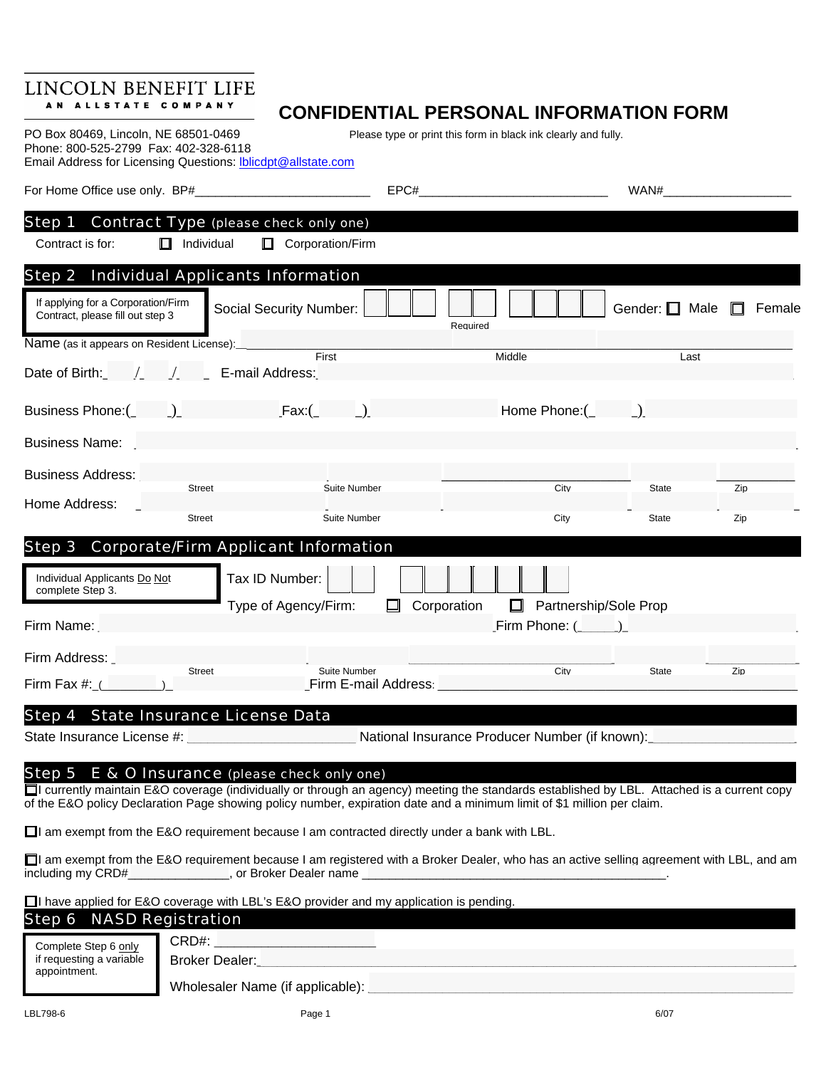LINCOLN BENEFIT LIFE
AN ALLSTATE COMPANY

# CONFIDENTIAL PERSONAL INFORMATION FORM

PO Box 80469, Lincoln, NE 68501-0469
Phone: 800-525-2799 Fax: 402-328-6118
Email Address for Licensing Questions: lblicdpt@allstate.com

Please type or print this form in black ink clearly and fully.

For Home Office use only. BP#_________________________ EPC#____________________________ WAN#___________________

## Step 1 Contract Type (please check only one)

Contract is for: ☐ Individual ☐ Corporation/Firm

## Step 2 Individual Applicants Information

If applying for a Corporation/Firm Contract, please fill out step 3

Social Security Number: ___ ___ ___ - ___ ___ - ___ ___ ___ ___ (Required) Gender: ☐ Male ☐ Female

Name (as it appears on Resident License): ______________ First ______________ Middle ______________ Last

Date of Birth: ___/___/___ E-mail Address: ______________________________

Business Phone:( ) ______________ Fax:( ) ______________ Home Phone:( ) ______________

Business Name: ______________________________

Business Address: ______________ Street ______________ Suite Number ______________ City ______ State ______ Zip

Home Address: ______________ Street ______________ Suite Number ______________ City ______ State ______ Zip

## Step 3 Corporate/Firm Applicant Information

Individual Applicants Do Not complete Step 3.

Tax ID Number: ___ ___ - ___ ___ ___ ___ ___ ___ ___

Type of Agency/Firm: ☐ Corporation ☐ Partnership/Sole Prop

Firm Name: ______________________________ Firm Phone: (_____) ______________

Firm Address: ______________ Street ______________ Suite Number ______________ City ______ State ______ Zip

Firm Fax #: (________) ______________ Firm E-mail Address: ______________________________

## Step 4 State Insurance License Data

State Insurance License #: ______________________ National Insurance Producer Number (if known): ___________________

## Step 5 E & O Insurance (please check only one)

☐ I currently maintain E&O coverage (individually or through an agency) meeting the standards established by LBL. Attached is a current copy of the E&O policy Declaration Page showing policy number, expiration date and a minimum limit of $1 million per claim.

☐ I am exempt from the E&O requirement because I am contracted directly under a bank with LBL.

☐ I am exempt from the E&O requirement because I am registered with a Broker Dealer, who has an active selling agreement with LBL, and am including my CRD#______________, or Broker Dealer name ___________________________________________.

☐ I have applied for E&O coverage with LBL's E&O provider and my application is pending.

## Step 6 NASD Registration

Complete Step 6 only if requesting a variable appointment.

CRD#: ______________________

Broker Dealer: ______________________________

Wholesaler Name (if applicable): ______________________________

LBL798-6 6/07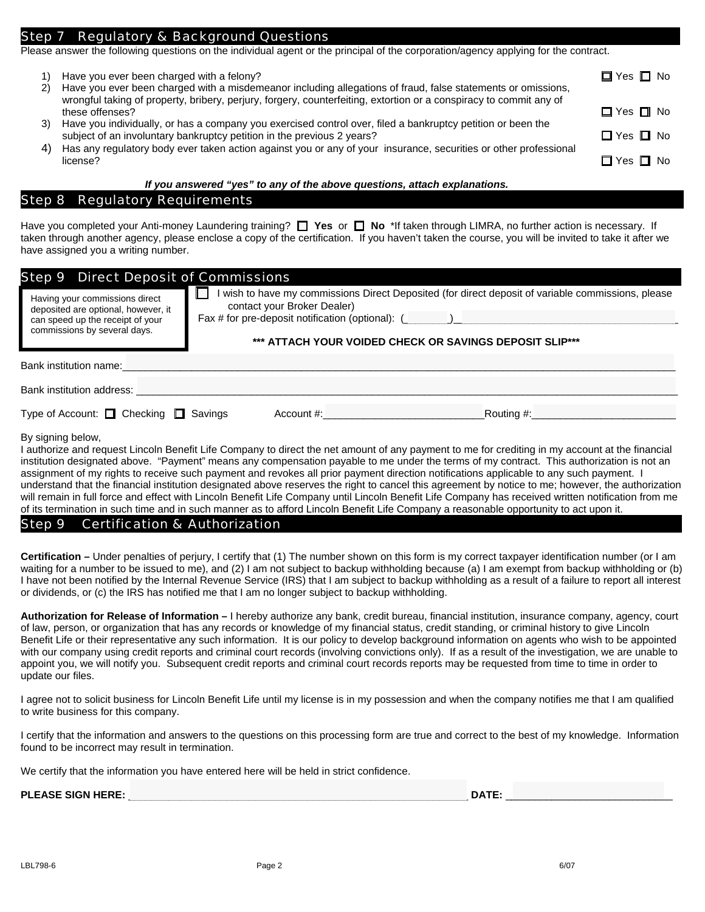## Step 7 Regulatory & Background Questions

Please answer the following questions on the individual agent or the principal of the corporation/agency applying for the contract.

1) Have you ever been charged with a felony? ☐ Yes ☐ No
2) Have you ever been charged with a misdemeanor including allegations of fraud, false statements or omissions, wrongful taking of property, bribery, perjury, forgery, counterfeiting, extortion or a conspiracy to commit any of these offenses? ☐ Yes ☐ No
3) Have you individually, or has a company you exercised control over, filed a bankruptcy petition or been the subject of an involuntary bankruptcy petition in the previous 2 years? ☐ Yes ☐ No
4) Has any regulatory body ever taken action against you or any of your insurance, securities or other professional license? ☐ Yes ☐ No

***If you answered "yes" to any of the above questions, attach explanations.***

## Step 8 Regulatory Requirements

Have you completed your Anti-money Laundering training? ☐ **Yes** or ☐ **No** *If taken through LIMRA, no further action is necessary. If taken through another agency, please enclose a copy of the certification. If you haven't taken the course, you will be invited to take it after we have assigned you a writing number.

## Step 9 Direct Deposit of Commissions

Having your commissions direct deposited are optional, however, it can speed up the receipt of your commissions by several days.

☐ I wish to have my commissions Direct Deposited (for direct deposit of variable commissions, please contact your Broker Dealer)

Fax # for pre-deposit notification (optional): (_______)________________________________

**\*\*\* ATTACH YOUR VOIDED CHECK OR SAVINGS DEPOSIT SLIP\*\*\***

Bank institution name:________________________________________________________________

Bank institution address: ______________________________________________________________

Type of Account: ☐ Checking ☐ Savings Account #:___________________________Routing #:________________________

By signing below,

I authorize and request Lincoln Benefit Life Company to direct the net amount of any payment to me for crediting in my account at the financial institution designated above. "Payment" means any compensation payable to me under the terms of my contract. This authorization is not an assignment of my rights to receive such payment and revokes all prior payment direction notifications applicable to any such payment. I understand that the financial institution designated above reserves the right to cancel this agreement by notice to me; however, the authorization will remain in full force and effect with Lincoln Benefit Life Company until Lincoln Benefit Life Company has received written notification from me of its termination in such time and in such manner as to afford Lincoln Benefit Life Company a reasonable opportunity to act upon it.

## Step 9 Certification & Authorization

**Certification –** Under penalties of perjury, I certify that (1) The number shown on this form is my correct taxpayer identification number (or I am waiting for a number to be issued to me), and (2) I am not subject to backup withholding because (a) I am exempt from backup withholding or (b) I have not been notified by the Internal Revenue Service (IRS) that I am subject to backup withholding as a result of a failure to report all interest or dividends, or (c) the IRS has notified me that I am no longer subject to backup withholding.

**Authorization for Release of Information –** I hereby authorize any bank, credit bureau, financial institution, insurance company, agency, court of law, person, or organization that has any records or knowledge of my financial status, credit standing, or criminal history to give Lincoln Benefit Life or their representative any such information. It is our policy to develop background information on agents who wish to be appointed with our company using credit reports and criminal court records (involving convictions only). If as a result of the investigation, we are unable to appoint you, we will notify you. Subsequent credit reports and criminal court records reports may be requested from time to time in order to update our files.

I agree not to solicit business for Lincoln Benefit Life until my license is in my possession and when the company notifies me that I am qualified to write business for this company.

I certify that the information and answers to the questions on this processing form are true and correct to the best of my knowledge. Information found to be incorrect may result in termination.

We certify that the information you have entered here will be held in strict confidence.

**PLEASE SIGN HERE:** _______________________________________________ **DATE:** ___________________________

LBL798-6 6/07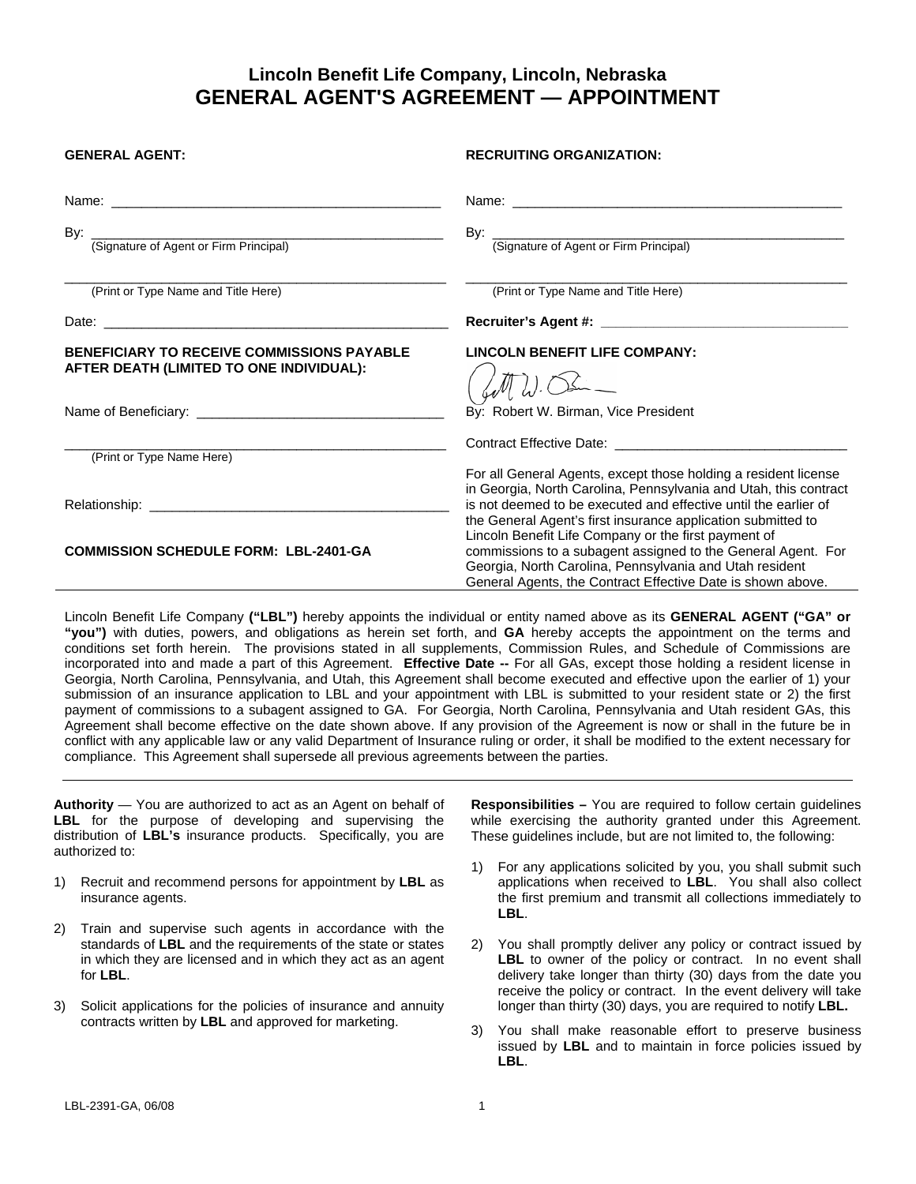# Lincoln Benefit Life Company, Lincoln, Nebraska
## GENERAL AGENT'S AGREEMENT — APPOINTMENT

**GENERAL AGENT:**

Name: ____________________________________________

By: ______________________________________________
(Signature of Agent or Firm Principal)

__________________________________________________
(Print or Type Name and Title Here)

Date: _____________________________________________

**BENEFICIARY TO RECEIVE COMMISSIONS PAYABLE AFTER DEATH (LIMITED TO ONE INDIVIDUAL):**

Name of Beneficiary: ________________________________

__________________________________________________
(Print or Type Name Here)

Relationship: ______________________________________

**COMMISSION SCHEDULE FORM: LBL-2401-GA**

**RECRUITING ORGANIZATION:**

Name: ____________________________________________

By: ______________________________________________
(Signature of Agent or Firm Principal)

__________________________________________________
(Print or Type Name and Title Here)

**Recruiter's Agent #: ________________________________**

**LINCOLN BENEFIT LIFE COMPANY:**

By: Robert W. Birman, Vice President

Contract Effective Date: ______________________________

For all General Agents, except those holding a resident license in Georgia, North Carolina, Pennsylvania and Utah, this contract is not deemed to be executed and effective until the earlier of the General Agent's first insurance application submitted to Lincoln Benefit Life Company or the first payment of commissions to a subagent assigned to the General Agent. For Georgia, North Carolina, Pennsylvania and Utah resident General Agents, the Contract Effective Date is shown above.

---

Lincoln Benefit Life Company **("LBL")** hereby appoints the individual or entity named above as its **GENERAL AGENT ("GA" or "you")** with duties, powers, and obligations as herein set forth, and **GA** hereby accepts the appointment on the terms and conditions set forth herein. The provisions stated in all supplements, Commission Rules, and Schedule of Commissions are incorporated into and made a part of this Agreement. **Effective Date --** For all GAs, except those holding a resident license in Georgia, North Carolina, Pennsylvania, and Utah, this Agreement shall become executed and effective upon the earlier of 1) your submission of an insurance application to LBL and your appointment with LBL is submitted to your resident state or 2) the first payment of commissions to a subagent assigned to GA. For Georgia, North Carolina, Pennsylvania and Utah resident GAs, this Agreement shall become effective on the date shown above. If any provision of the Agreement is now or shall in the future be in conflict with any applicable law or any valid Department of Insurance ruling or order, it shall be modified to the extent necessary for compliance. This Agreement shall supersede all previous agreements between the parties.

---

**Authority** — You are authorized to act as an Agent on behalf of **LBL** for the purpose of developing and supervising the distribution of **LBL's** insurance products. Specifically, you are authorized to:

1) Recruit and recommend persons for appointment by **LBL** as insurance agents.

2) Train and supervise such agents in accordance with the standards of **LBL** and the requirements of the state or states in which they are licensed and in which they act as an agent for **LBL**.

3) Solicit applications for the policies of insurance and annuity contracts written by **LBL** and approved for marketing.

**Responsibilities –** You are required to follow certain guidelines while exercising the authority granted under this Agreement. These guidelines include, but are not limited to, the following:

1) For any applications solicited by you, you shall submit such applications when received to **LBL**. You shall also collect the first premium and transmit all collections immediately to **LBL**.

2) You shall promptly deliver any policy or contract issued by **LBL** to owner of the policy or contract. In no event shall delivery take longer than thirty (30) days from the date you receive the policy or contract. In the event delivery will take longer than thirty (30) days, you are required to notify **LBL.**

3) You shall make reasonable effort to preserve business issued by **LBL** and to maintain in force policies issued by **LBL**.

LBL-2391-GA, 06/08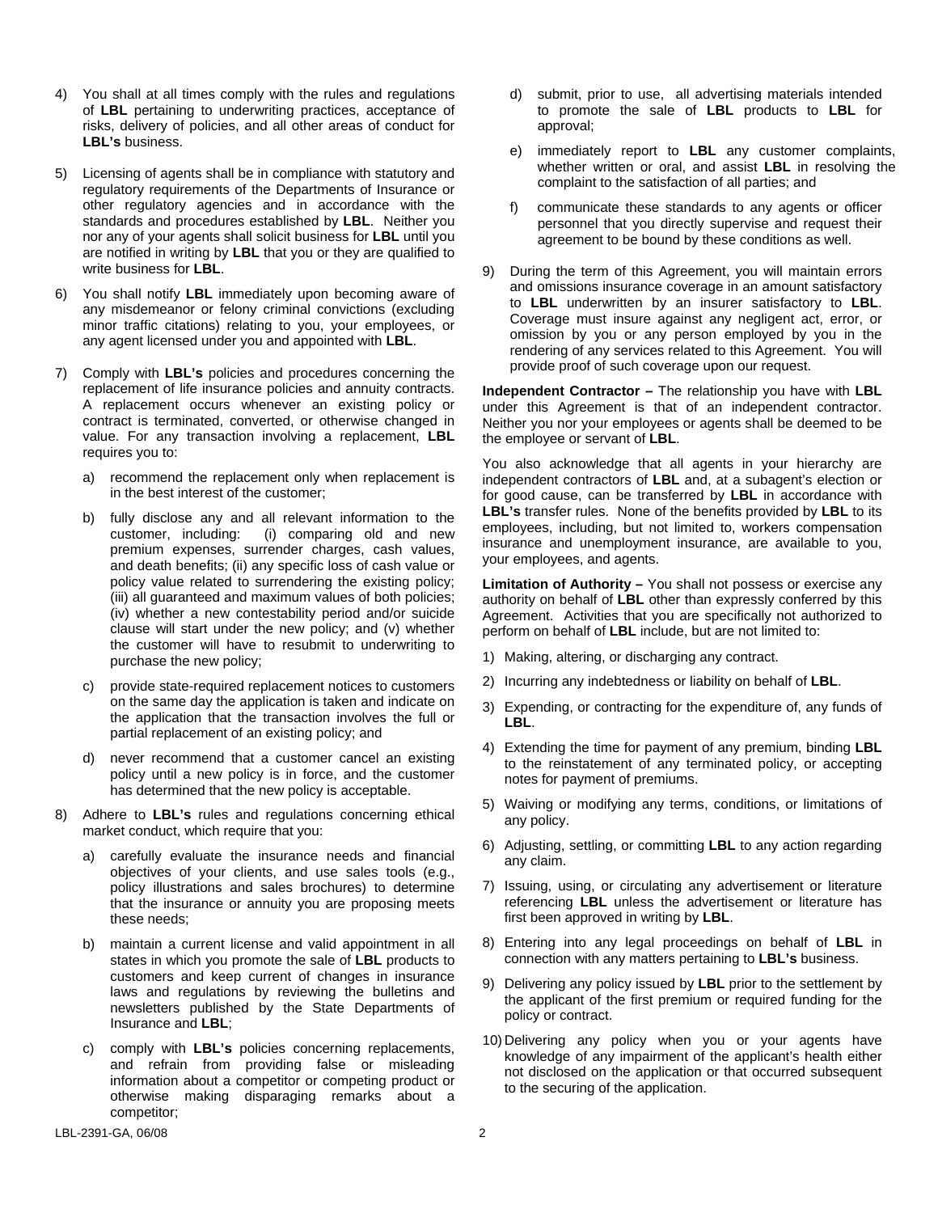4) You shall at all times comply with the rules and regulations of **LBL** pertaining to underwriting practices, acceptance of risks, delivery of policies, and all other areas of conduct for **LBL's** business.

5) Licensing of agents shall be in compliance with statutory and regulatory requirements of the Departments of Insurance or other regulatory agencies and in accordance with the standards and procedures established by **LBL**. Neither you nor any of your agents shall solicit business for **LBL** until you are notified in writing by **LBL** that you or they are qualified to write business for **LBL**.

6) You shall notify **LBL** immediately upon becoming aware of any misdemeanor or felony criminal convictions (excluding minor traffic citations) relating to you, your employees, or any agent licensed under you and appointed with **LBL**.

7) Comply with **LBL's** policies and procedures concerning the replacement of life insurance policies and annuity contracts. A replacement occurs whenever an existing policy or contract is terminated, converted, or otherwise changed in value. For any transaction involving a replacement, **LBL** requires you to:

   a) recommend the replacement only when replacement is in the best interest of the customer;

   b) fully disclose any and all relevant information to the customer, including: (i) comparing old and new premium expenses, surrender charges, cash values, and death benefits; (ii) any specific loss of cash value or policy value related to surrendering the existing policy; (iii) all guaranteed and maximum values of both policies; (iv) whether a new contestability period and/or suicide clause will start under the new policy; and (v) whether the customer will have to resubmit to underwriting to purchase the new policy;

   c) provide state-required replacement notices to customers on the same day the application is taken and indicate on the application that the transaction involves the full or partial replacement of an existing policy; and

   d) never recommend that a customer cancel an existing policy until a new policy is in force, and the customer has determined that the new policy is acceptable.

8) Adhere to **LBL's** rules and regulations concerning ethical market conduct, which require that you:

   a) carefully evaluate the insurance needs and financial objectives of your clients, and use sales tools (e.g., policy illustrations and sales brochures) to determine that the insurance or annuity you are proposing meets these needs;

   b) maintain a current license and valid appointment in all states in which you promote the sale of **LBL** products to customers and keep current of changes in insurance laws and regulations by reviewing the bulletins and newsletters published by the State Departments of Insurance and **LBL**;

   c) comply with **LBL's** policies concerning replacements, and refrain from providing false or misleading information about a competitor or competing product or otherwise making disparaging remarks about a competitor;

   d) submit, prior to use, all advertising materials intended to promote the sale of **LBL** products to **LBL** for approval;

   e) immediately report to **LBL** any customer complaints, whether written or oral, and assist **LBL** in resolving the complaint to the satisfaction of all parties; and

   f) communicate these standards to any agents or officer personnel that you directly supervise and request their agreement to be bound by these conditions as well.

9) During the term of this Agreement, you will maintain errors and omissions insurance coverage in an amount satisfactory to **LBL** underwritten by an insurer satisfactory to **LBL**. Coverage must insure against any negligent act, error, or omission by you or any person employed by you in the rendering of any services related to this Agreement. You will provide proof of such coverage upon our request.

**Independent Contractor –** The relationship you have with **LBL** under this Agreement is that of an independent contractor. Neither you nor your employees or agents shall be deemed to be the employee or servant of **LBL**.

You also acknowledge that all agents in your hierarchy are independent contractors of **LBL** and, at a subagent's election or for good cause, can be transferred by **LBL** in accordance with **LBL's** transfer rules. None of the benefits provided by **LBL** to its employees, including, but not limited to, workers compensation insurance and unemployment insurance, are available to you, your employees, and agents.

**Limitation of Authority –** You shall not possess or exercise any authority on behalf of **LBL** other than expressly conferred by this Agreement. Activities that you are specifically not authorized to perform on behalf of **LBL** include, but are not limited to:

1) Making, altering, or discharging any contract.
2) Incurring any indebtedness or liability on behalf of **LBL**.
3) Expending, or contracting for the expenditure of, any funds of **LBL**.
4) Extending the time for payment of any premium, binding **LBL** to the reinstatement of any terminated policy, or accepting notes for payment of premiums.
5) Waiving or modifying any terms, conditions, or limitations of any policy.
6) Adjusting, settling, or committing **LBL** to any action regarding any claim.
7) Issuing, using, or circulating any advertisement or literature referencing **LBL** unless the advertisement or literature has first been approved in writing by **LBL**.
8) Entering into any legal proceedings on behalf of **LBL** in connection with any matters pertaining to **LBL's** business.
9) Delivering any policy issued by **LBL** prior to the settlement by the applicant of the first premium or required funding for the policy or contract.
10) Delivering any policy when you or your agents have knowledge of any impairment of the applicant's health either not disclosed on the application or that occurred subsequent to the securing of the application.

LBL-2391-GA, 06/08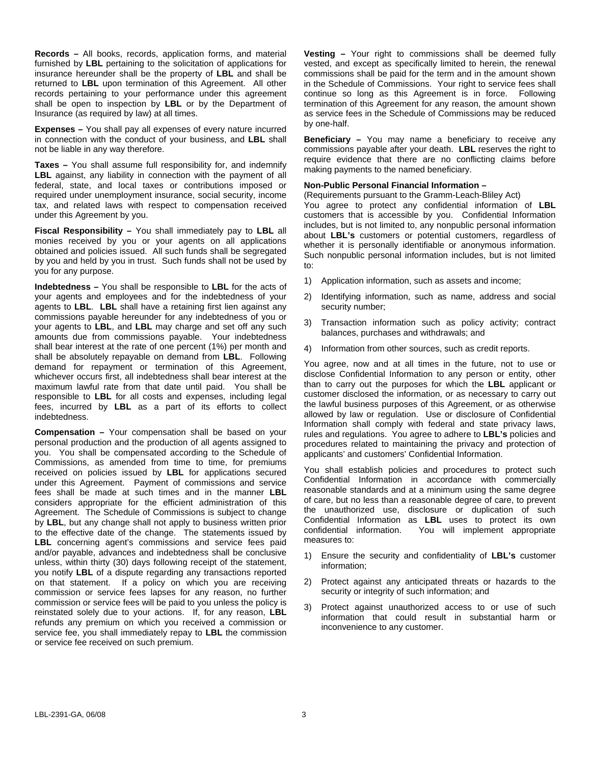**Records –** All books, records, application forms, and material furnished by **LBL** pertaining to the solicitation of applications for insurance hereunder shall be the property of **LBL** and shall be returned to **LBL** upon termination of this Agreement. All other records pertaining to your performance under this agreement shall be open to inspection by **LBL** or by the Department of Insurance (as required by law) at all times.

**Expenses –** You shall pay all expenses of every nature incurred in connection with the conduct of your business, and **LBL** shall not be liable in any way therefore.

**Taxes –** You shall assume full responsibility for, and indemnify **LBL** against, any liability in connection with the payment of all federal, state, and local taxes or contributions imposed or required under unemployment insurance, social security, income tax, and related laws with respect to compensation received under this Agreement by you.

**Fiscal Responsibility –** You shall immediately pay to **LBL** all monies received by you or your agents on all applications obtained and policies issued. All such funds shall be segregated by you and held by you in trust. Such funds shall not be used by you for any purpose.

**Indebtedness –** You shall be responsible to **LBL** for the acts of your agents and employees and for the indebtedness of your agents to **LBL**. **LBL** shall have a retaining first lien against any commissions payable hereunder for any indebtedness of you or your agents to **LBL**, and **LBL** may charge and set off any such amounts due from commissions payable. Your indebtedness shall bear interest at the rate of one percent (1%) per month and shall be absolutely repayable on demand from **LBL**. Following demand for repayment or termination of this Agreement, whichever occurs first, all indebtedness shall bear interest at the maximum lawful rate from that date until paid. You shall be responsible to **LBL** for all costs and expenses, including legal fees, incurred by **LBL** as a part of its efforts to collect indebtedness.

**Compensation –** Your compensation shall be based on your personal production and the production of all agents assigned to you. You shall be compensated according to the Schedule of Commissions, as amended from time to time, for premiums received on policies issued by **LBL** for applications secured under this Agreement. Payment of commissions and service fees shall be made at such times and in the manner **LBL** considers appropriate for the efficient administration of this Agreement. The Schedule of Commissions is subject to change by **LBL**, but any change shall not apply to business written prior to the effective date of the change. The statements issued by **LBL** concerning agent's commissions and service fees paid and/or payable, advances and indebtedness shall be conclusive unless, within thirty (30) days following receipt of the statement, you notify **LBL** of a dispute regarding any transactions reported on that statement. If a policy on which you are receiving commission or service fees lapses for any reason, no further commission or service fees will be paid to you unless the policy is reinstated solely due to your actions. If, for any reason, **LBL** refunds any premium on which you received a commission or service fee, you shall immediately repay to **LBL** the commission or service fee received on such premium.

**Vesting –** Your right to commissions shall be deemed fully vested, and except as specifically limited to herein, the renewal commissions shall be paid for the term and in the amount shown in the Schedule of Commissions. Your right to service fees shall continue so long as this Agreement is in force. Following termination of this Agreement for any reason, the amount shown as service fees in the Schedule of Commissions may be reduced by one-half.

**Beneficiary –** You may name a beneficiary to receive any commissions payable after your death. **LBL** reserves the right to require evidence that there are no conflicting claims before making payments to the named beneficiary.

**Non-Public Personal Financial Information –**
(Requirements pursuant to the Gramm-Leach-Bliley Act)
You agree to protect any confidential information of **LBL** customers that is accessible by you. Confidential Information includes, but is not limited to, any nonpublic personal information about **LBL's** customers or potential customers, regardless of whether it is personally identifiable or anonymous information. Such nonpublic personal information includes, but is not limited to:

1) Application information, such as assets and income;
2) Identifying information, such as name, address and social security number;
3) Transaction information such as policy activity; contract balances, purchases and withdrawals; and
4) Information from other sources, such as credit reports.

You agree, now and at all times in the future, not to use or disclose Confidential Information to any person or entity, other than to carry out the purposes for which the **LBL** applicant or customer disclosed the information, or as necessary to carry out the lawful business purposes of this Agreement, or as otherwise allowed by law or regulation. Use or disclosure of Confidential Information shall comply with federal and state privacy laws, rules and regulations. You agree to adhere to **LBL's** policies and procedures related to maintaining the privacy and protection of applicants' and customers' Confidential Information.

You shall establish policies and procedures to protect such Confidential Information in accordance with commercially reasonable standards and at a minimum using the same degree of care, but no less than a reasonable degree of care, to prevent the unauthorized use, disclosure or duplication of such Confidential Information as **LBL** uses to protect its own confidential information. You will implement appropriate measures to:

1) Ensure the security and confidentiality of **LBL's** customer information;
2) Protect against any anticipated threats or hazards to the security or integrity of such information; and
3) Protect against unauthorized access to or use of such information that could result in substantial harm or inconvenience to any customer.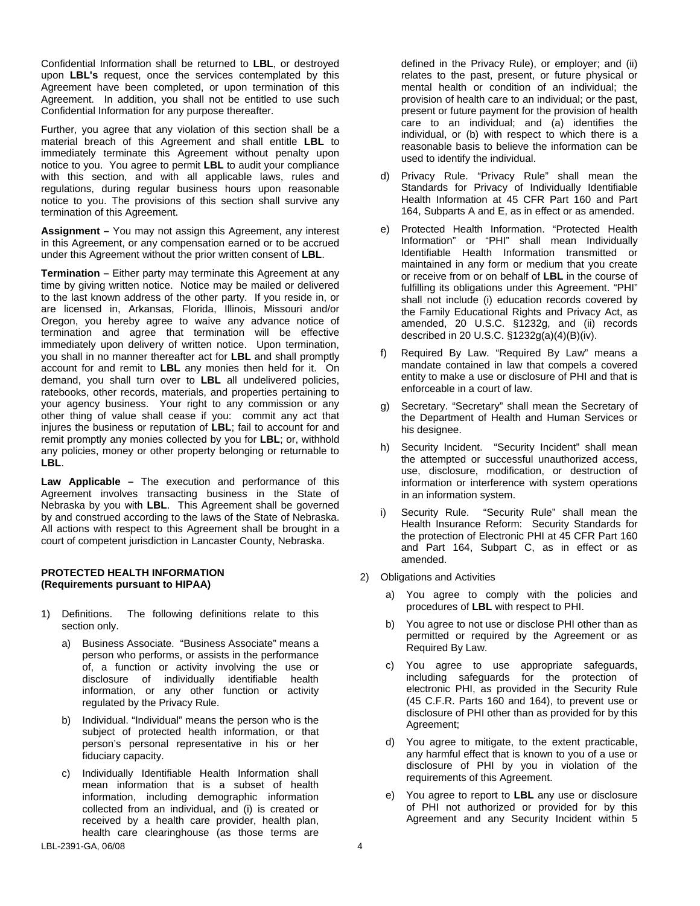Confidential Information shall be returned to **LBL**, or destroyed upon **LBL's** request, once the services contemplated by this Agreement have been completed, or upon termination of this Agreement. In addition, you shall not be entitled to use such Confidential Information for any purpose thereafter.

Further, you agree that any violation of this section shall be a material breach of this Agreement and shall entitle **LBL** to immediately terminate this Agreement without penalty upon notice to you. You agree to permit **LBL** to audit your compliance with this section, and with all applicable laws, rules and regulations, during regular business hours upon reasonable notice to you. The provisions of this section shall survive any termination of this Agreement.

**Assignment –** You may not assign this Agreement, any interest in this Agreement, or any compensation earned or to be accrued under this Agreement without the prior written consent of **LBL**.

**Termination –** Either party may terminate this Agreement at any time by giving written notice. Notice may be mailed or delivered to the last known address of the other party. If you reside in, or are licensed in, Arkansas, Florida, Illinois, Missouri and/or Oregon, you hereby agree to waive any advance notice of termination and agree that termination will be effective immediately upon delivery of written notice. Upon termination, you shall in no manner thereafter act for **LBL** and shall promptly account for and remit to **LBL** any monies then held for it. On demand, you shall turn over to **LBL** all undelivered policies, ratebooks, other records, materials, and properties pertaining to your agency business. Your right to any commission or any other thing of value shall cease if you: commit any act that injures the business or reputation of **LBL**; fail to account for and remit promptly any monies collected by you for **LBL**; or, withhold any policies, money or other property belonging or returnable to **LBL**.

**Law Applicable –** The execution and performance of this Agreement involves transacting business in the State of Nebraska by you with **LBL**. This Agreement shall be governed by and construed according to the laws of the State of Nebraska. All actions with respect to this Agreement shall be brought in a court of competent jurisdiction in Lancaster County, Nebraska.

**PROTECTED HEALTH INFORMATION**
**(Requirements pursuant to HIPAA)**

1) Definitions. The following definitions relate to this section only.

   a) Business Associate. "Business Associate" means a person who performs, or assists in the performance of, a function or activity involving the use or disclosure of individually identifiable health information, or any other function or activity regulated by the Privacy Rule.

   b) Individual. "Individual" means the person who is the subject of protected health information, or that person's personal representative in his or her fiduciary capacity.

   c) Individually Identifiable Health Information shall mean information that is a subset of health information, including demographic information collected from an individual, and (i) is created or received by a health care provider, health plan, health care clearinghouse (as those terms are defined in the Privacy Rule), or employer; and (ii) relates to the past, present, or future physical or mental health or condition of an individual; the provision of health care to an individual; or the past, present or future payment for the provision of health care to an individual; and (a) identifies the individual, or (b) with respect to which there is a reasonable basis to believe the information can be used to identify the individual.

   d) Privacy Rule. "Privacy Rule" shall mean the Standards for Privacy of Individually Identifiable Health Information at 45 CFR Part 160 and Part 164, Subparts A and E, as in effect or as amended.

   e) Protected Health Information. "Protected Health Information" or "PHI" shall mean Individually Identifiable Health Information transmitted or maintained in any form or medium that you create or receive from or on behalf of **LBL** in the course of fulfilling its obligations under this Agreement. "PHI" shall not include (i) education records covered by the Family Educational Rights and Privacy Act, as amended, 20 U.S.C. §1232g, and (ii) records described in 20 U.S.C. §1232g(a)(4)(B)(iv).

   f) Required By Law. "Required By Law" means a mandate contained in law that compels a covered entity to make a use or disclosure of PHI and that is enforceable in a court of law.

   g) Secretary. "Secretary" shall mean the Secretary of the Department of Health and Human Services or his designee.

   h) Security Incident. "Security Incident" shall mean the attempted or successful unauthorized access, use, disclosure, modification, or destruction of information or interference with system operations in an information system.

   i) Security Rule. "Security Rule" shall mean the Health Insurance Reform: Security Standards for the protection of Electronic PHI at 45 CFR Part 160 and Part 164, Subpart C, as in effect or as amended.

2) Obligations and Activities

   a) You agree to comply with the policies and procedures of **LBL** with respect to PHI.

   b) You agree to not use or disclose PHI other than as permitted or required by the Agreement or as Required By Law.

   c) You agree to use appropriate safeguards, including safeguards for the protection of electronic PHI, as provided in the Security Rule (45 C.F.R. Parts 160 and 164), to prevent use or disclosure of PHI other than as provided for by this Agreement;

   d) You agree to mitigate, to the extent practicable, any harmful effect that is known to you of a use or disclosure of PHI by you in violation of the requirements of this Agreement.

   e) You agree to report to **LBL** any use or disclosure of PHI not authorized or provided for by this Agreement and any Security Incident within 5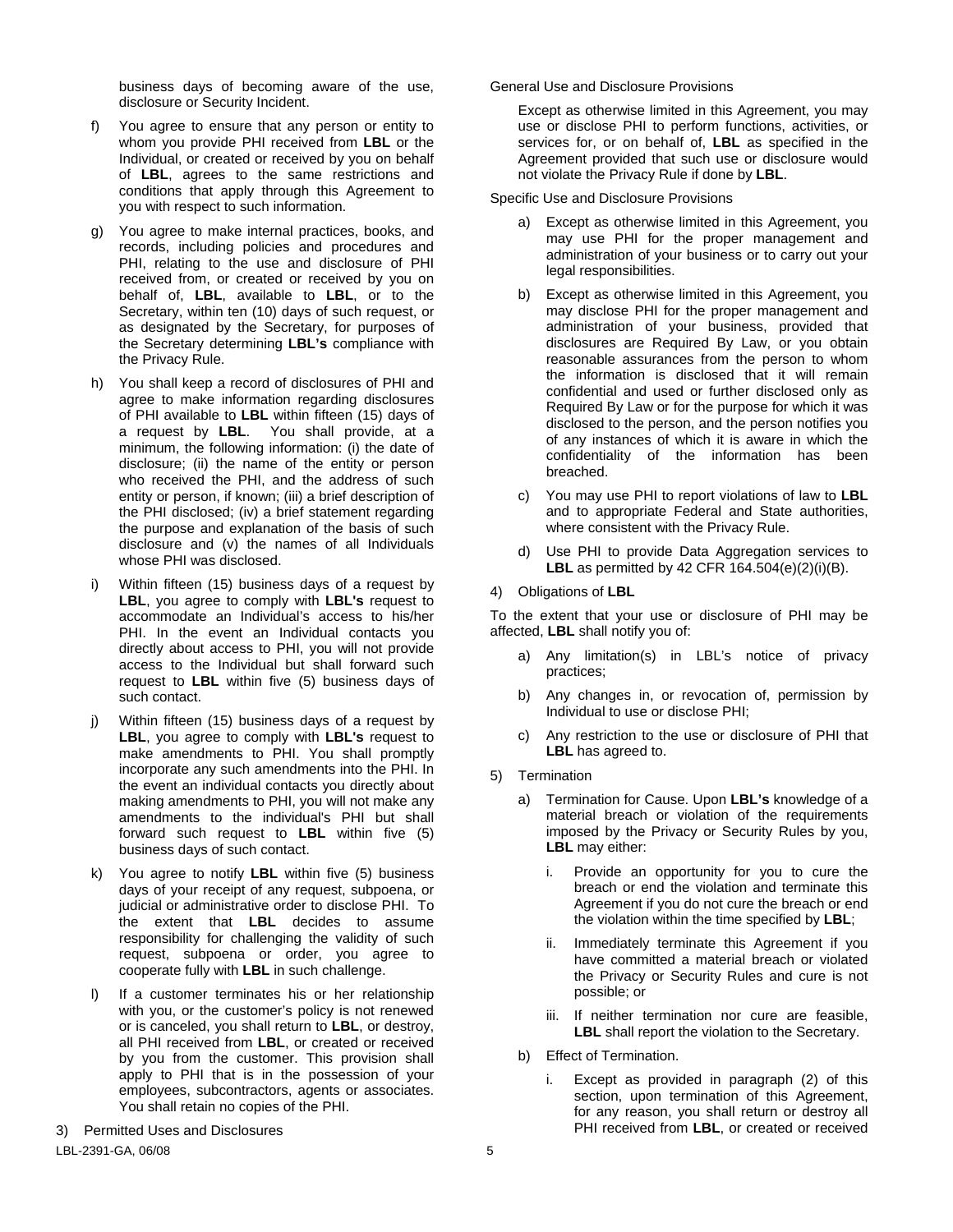business days of becoming aware of the use, disclosure or Security Incident.

f) You agree to ensure that any person or entity to whom you provide PHI received from **LBL** or the Individual, or created or received by you on behalf of **LBL**, agrees to the same restrictions and conditions that apply through this Agreement to you with respect to such information.

g) You agree to make internal practices, books, and records, including policies and procedures and PHI, relating to the use and disclosure of PHI received from, or created or received by you on behalf of, **LBL**, available to **LBL**, or to the Secretary, within ten (10) days of such request, or as designated by the Secretary, for purposes of the Secretary determining **LBL's** compliance with the Privacy Rule.

h) You shall keep a record of disclosures of PHI and agree to make information regarding disclosures of PHI available to **LBL** within fifteen (15) days of a request by **LBL**. You shall provide, at a minimum, the following information: (i) the date of disclosure; (ii) the name of the entity or person who received the PHI, and the address of such entity or person, if known; (iii) a brief description of the PHI disclosed; (iv) a brief statement regarding the purpose and explanation of the basis of such disclosure and (v) the names of all Individuals whose PHI was disclosed.

i) Within fifteen (15) business days of a request by **LBL**, you agree to comply with **LBL's** request to accommodate an Individual's access to his/her PHI. In the event an Individual contacts you directly about access to PHI, you will not provide access to the Individual but shall forward such request to **LBL** within five (5) business days of such contact.

j) Within fifteen (15) business days of a request by **LBL**, you agree to comply with **LBL's** request to make amendments to PHI. You shall promptly incorporate any such amendments into the PHI. In the event an individual contacts you directly about making amendments to PHI, you will not make any amendments to the individual's PHI but shall forward such request to **LBL** within five (5) business days of such contact.

k) You agree to notify **LBL** within five (5) business days of your receipt of any request, subpoena, or judicial or administrative order to disclose PHI. To the extent that **LBL** decides to assume responsibility for challenging the validity of such request, subpoena or order, you agree to cooperate fully with **LBL** in such challenge.

l) If a customer terminates his or her relationship with you, or the customer's policy is not renewed or is canceled, you shall return to **LBL**, or destroy, all PHI received from **LBL**, or created or received by you from the customer. This provision shall apply to PHI that is in the possession of your employees, subcontractors, agents or associates. You shall retain no copies of the PHI.

3) Permitted Uses and Disclosures

General Use and Disclosure Provisions

Except as otherwise limited in this Agreement, you may use or disclose PHI to perform functions, activities, or services for, or on behalf of, **LBL** as specified in the Agreement provided that such use or disclosure would not violate the Privacy Rule if done by **LBL**.

Specific Use and Disclosure Provisions

a) Except as otherwise limited in this Agreement, you may use PHI for the proper management and administration of your business or to carry out your legal responsibilities.

b) Except as otherwise limited in this Agreement, you may disclose PHI for the proper management and administration of your business, provided that disclosures are Required By Law, or you obtain reasonable assurances from the person to whom the information is disclosed that it will remain confidential and used or further disclosed only as Required By Law or for the purpose for which it was disclosed to the person, and the person notifies you of any instances of which it is aware in which the confidentiality of the information has been breached.

c) You may use PHI to report violations of law to **LBL** and to appropriate Federal and State authorities, where consistent with the Privacy Rule.

d) Use PHI to provide Data Aggregation services to **LBL** as permitted by 42 CFR 164.504(e)(2)(i)(B).

4) Obligations of **LBL**

To the extent that your use or disclosure of PHI may be affected, **LBL** shall notify you of:

a) Any limitation(s) in LBL's notice of privacy practices;

b) Any changes in, or revocation of, permission by Individual to use or disclose PHI;

c) Any restriction to the use or disclosure of PHI that **LBL** has agreed to.

5) Termination

a) Termination for Cause. Upon **LBL's** knowledge of a material breach or violation of the requirements imposed by the Privacy or Security Rules by you, **LBL** may either:

   i. Provide an opportunity for you to cure the breach or end the violation and terminate this Agreement if you do not cure the breach or end the violation within the time specified by **LBL**;

   ii. Immediately terminate this Agreement if you have committed a material breach or violated the Privacy or Security Rules and cure is not possible; or

   iii. If neither termination nor cure are feasible, **LBL** shall report the violation to the Secretary.

b) Effect of Termination.

   i. Except as provided in paragraph (2) of this section, upon termination of this Agreement, for any reason, you shall return or destroy all PHI received from **LBL**, or created or received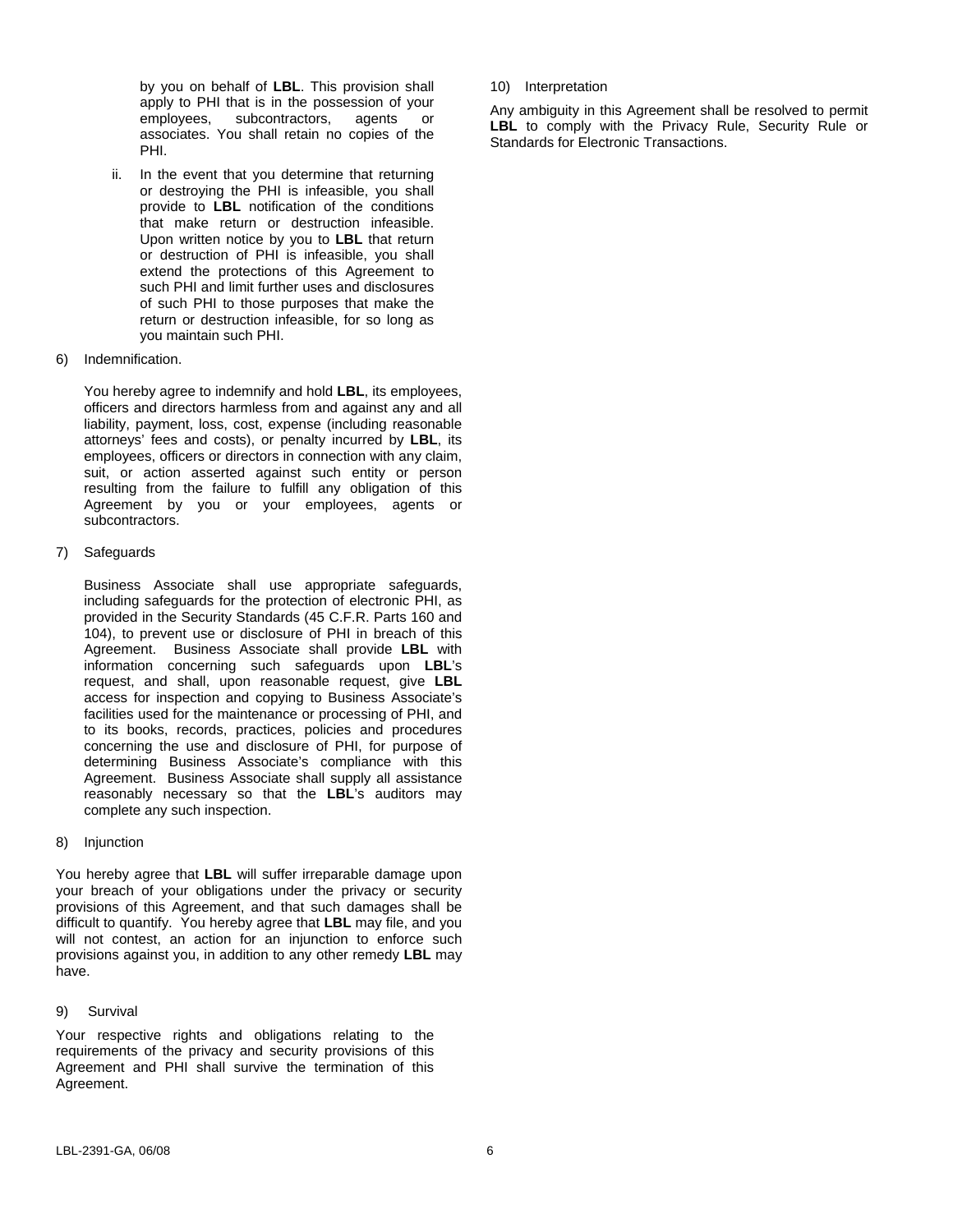by you on behalf of **LBL**. This provision shall apply to PHI that is in the possession of your employees, subcontractors, agents or associates. You shall retain no copies of the PHI.

ii. In the event that you determine that returning or destroying the PHI is infeasible, you shall provide to **LBL** notification of the conditions that make return or destruction infeasible. Upon written notice by you to **LBL** that return or destruction of PHI is infeasible, you shall extend the protections of this Agreement to such PHI and limit further uses and disclosures of such PHI to those purposes that make the return or destruction infeasible, for so long as you maintain such PHI.

6) Indemnification.

You hereby agree to indemnify and hold **LBL**, its employees, officers and directors harmless from and against any and all liability, payment, loss, cost, expense (including reasonable attorneys' fees and costs), or penalty incurred by **LBL**, its employees, officers or directors in connection with any claim, suit, or action asserted against such entity or person resulting from the failure to fulfill any obligation of this Agreement by you or your employees, agents or subcontractors.

7) Safeguards

Business Associate shall use appropriate safeguards, including safeguards for the protection of electronic PHI, as provided in the Security Standards (45 C.F.R. Parts 160 and 104), to prevent use or disclosure of PHI in breach of this Agreement. Business Associate shall provide **LBL** with information concerning such safeguards upon **LBL**'s request, and shall, upon reasonable request, give **LBL** access for inspection and copying to Business Associate's facilities used for the maintenance or processing of PHI, and to its books, records, practices, policies and procedures concerning the use and disclosure of PHI, for purpose of determining Business Associate's compliance with this Agreement. Business Associate shall supply all assistance reasonably necessary so that the **LBL**'s auditors may complete any such inspection.

8) Injunction

You hereby agree that **LBL** will suffer irreparable damage upon your breach of your obligations under the privacy or security provisions of this Agreement, and that such damages shall be difficult to quantify. You hereby agree that **LBL** may file, and you will not contest, an action for an injunction to enforce such provisions against you, in addition to any other remedy **LBL** may have.

9) Survival

Your respective rights and obligations relating to the requirements of the privacy and security provisions of this Agreement and PHI shall survive the termination of this Agreement.

10) Interpretation

Any ambiguity in this Agreement shall be resolved to permit **LBL** to comply with the Privacy Rule, Security Rule or Standards for Electronic Transactions.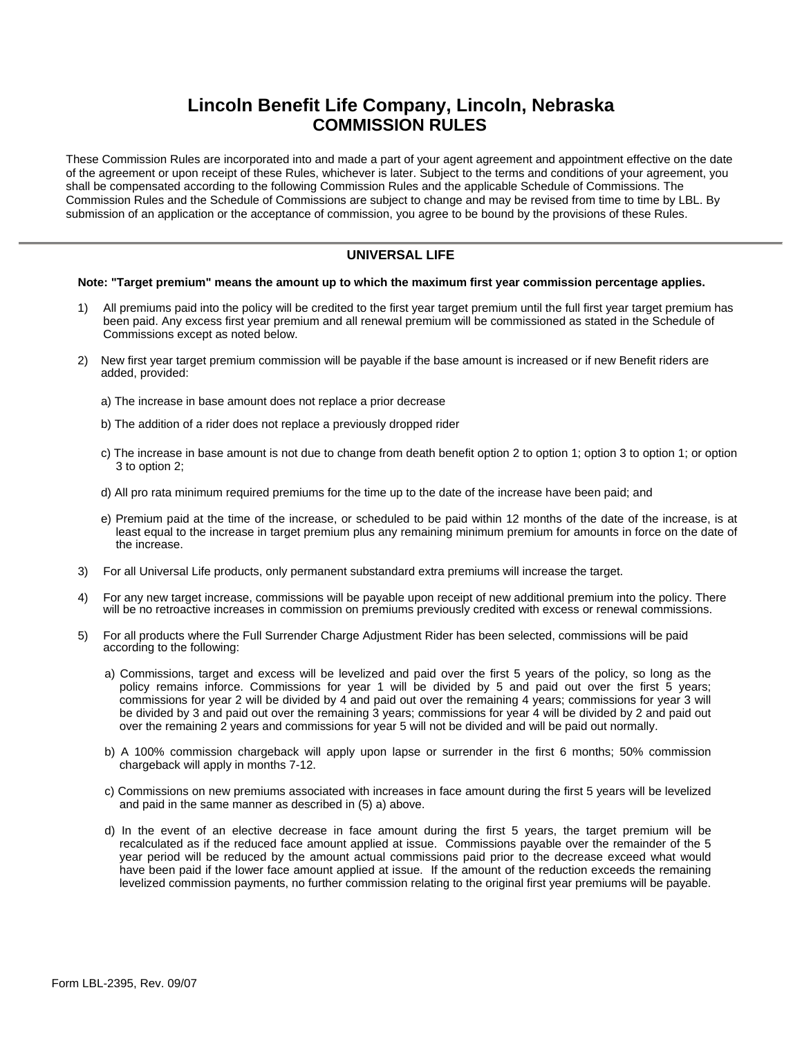# Lincoln Benefit Life Company, Lincoln, Nebraska
# COMMISSION RULES

These Commission Rules are incorporated into and made a part of your agent agreement and appointment effective on the date of the agreement or upon receipt of these Rules, whichever is later. Subject to the terms and conditions of your agreement, you shall be compensated according to the following Commission Rules and the applicable Schedule of Commissions. The Commission Rules and the Schedule of Commissions are subject to change and may be revised from time to time by LBL. By submission of an application or the acceptance of commission, you agree to be bound by the provisions of these Rules.

## UNIVERSAL LIFE

**Note: "Target premium" means the amount up to which the maximum first year commission percentage applies.**

1) All premiums paid into the policy will be credited to the first year target premium until the full first year target premium has been paid. Any excess first year premium and all renewal premium will be commissioned as stated in the Schedule of Commissions except as noted below.

2) New first year target premium commission will be payable if the base amount is increased or if new Benefit riders are added, provided:

   a) The increase in base amount does not replace a prior decrease

   b) The addition of a rider does not replace a previously dropped rider

   c) The increase in base amount is not due to change from death benefit option 2 to option 1; option 3 to option 1; or option 3 to option 2;

   d) All pro rata minimum required premiums for the time up to the date of the increase have been paid; and

   e) Premium paid at the time of the increase, or scheduled to be paid within 12 months of the date of the increase, is at least equal to the increase in target premium plus any remaining minimum premium for amounts in force on the date of the increase.

3) For all Universal Life products, only permanent substandard extra premiums will increase the target.

4) For any new target increase, commissions will be payable upon receipt of new additional premium into the policy. There will be no retroactive increases in commission on premiums previously credited with excess or renewal commissions.

5) For all products where the Full Surrender Charge Adjustment Rider has been selected, commissions will be paid according to the following:

   a) Commissions, target and excess will be levelized and paid over the first 5 years of the policy, so long as the policy remains inforce. Commissions for year 1 will be divided by 5 and paid out over the first 5 years; commissions for year 2 will be divided by 4 and paid out over the remaining 4 years; commissions for year 3 will be divided by 3 and paid out over the remaining 3 years; commissions for year 4 will be divided by 2 and paid out over the remaining 2 years and commissions for year 5 will not be divided and will be paid out normally.

   b) A 100% commission chargeback will apply upon lapse or surrender in the first 6 months; 50% commission chargeback will apply in months 7-12.

   c) Commissions on new premiums associated with increases in face amount during the first 5 years will be levelized and paid in the same manner as described in (5) a) above.

   d) In the event of an elective decrease in face amount during the first 5 years, the target premium will be recalculated as if the reduced face amount applied at issue. Commissions payable over the remainder of the 5 year period will be reduced by the amount actual commissions paid prior to the decrease exceed what would have been paid if the lower face amount applied at issue. If the amount of the reduction exceeds the remaining levelized commission payments, no further commission relating to the original first year premiums will be payable.

Form LBL-2395, Rev. 09/07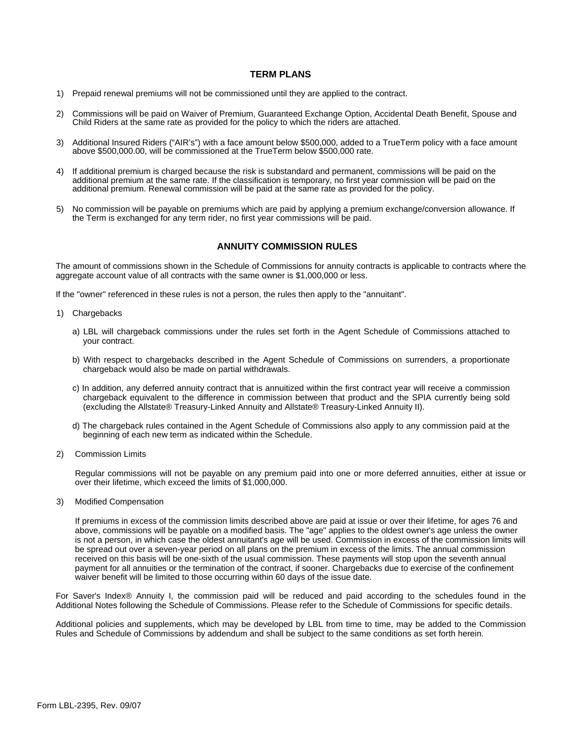## TERM PLANS

1) Prepaid renewal premiums will not be commissioned until they are applied to the contract.

2) Commissions will be paid on Waiver of Premium, Guaranteed Exchange Option, Accidental Death Benefit, Spouse and Child Riders at the same rate as provided for the policy to which the riders are attached.

3) Additional Insured Riders ("AIR's") with a face amount below $500,000, added to a TrueTerm policy with a face amount above $500,000.00, will be commissioned at the TrueTerm below $500,000 rate.

4) If additional premium is charged because the risk is substandard and permanent, commissions will be paid on the additional premium at the same rate. If the classification is temporary, no first year commission will be paid on the additional premium. Renewal commission will be paid at the same rate as provided for the policy.

5) No commission will be payable on premiums which are paid by applying a premium exchange/conversion allowance. If the Term is exchanged for any term rider, no first year commissions will be paid.

## ANNUITY COMMISSION RULES

The amount of commissions shown in the Schedule of Commissions for annuity contracts is applicable to contracts where the aggregate account value of all contracts with the same owner is $1,000,000 or less.

If the "owner" referenced in these rules is not a person, the rules then apply to the "annuitant".

1) Chargebacks

   a) LBL will chargeback commissions under the rules set forth in the Agent Schedule of Commissions attached to your contract.

   b) With respect to chargebacks described in the Agent Schedule of Commissions on surrenders, a proportionate chargeback would also be made on partial withdrawals.

   c) In addition, any deferred annuity contract that is annuitized within the first contract year will receive a commission chargeback equivalent to the difference in commission between that product and the SPIA currently being sold (excluding the Allstate® Treasury-Linked Annuity and Allstate® Treasury-Linked Annuity II).

   d) The chargeback rules contained in the Agent Schedule of Commissions also apply to any commission paid at the beginning of each new term as indicated within the Schedule.

2) Commission Limits

   Regular commissions will not be payable on any premium paid into one or more deferred annuities, either at issue or over their lifetime, which exceed the limits of $1,000,000.

3) Modified Compensation

   If premiums in excess of the commission limits described above are paid at issue or over their lifetime, for ages 76 and above, commissions will be payable on a modified basis. The "age" applies to the oldest owner's age unless the owner is not a person, in which case the oldest annuitant's age will be used. Commission in excess of the commission limits will be spread out over a seven-year period on all plans on the premium in excess of the limits. The annual commission received on this basis will be one-sixth of the usual commission. These payments will stop upon the seventh annual payment for all annuities or the termination of the contract, if sooner. Chargebacks due to exercise of the confinement waiver benefit will be limited to those occurring within 60 days of the issue date.

For Saver's Index® Annuity I, the commission paid will be reduced and paid according to the schedules found in the Additional Notes following the Schedule of Commissions. Please refer to the Schedule of Commissions for specific details.

Additional policies and supplements, which may be developed by LBL from time to time, may be added to the Commission Rules and Schedule of Commissions by addendum and shall be subject to the same conditions as set forth herein.

Form LBL-2395, Rev. 09/07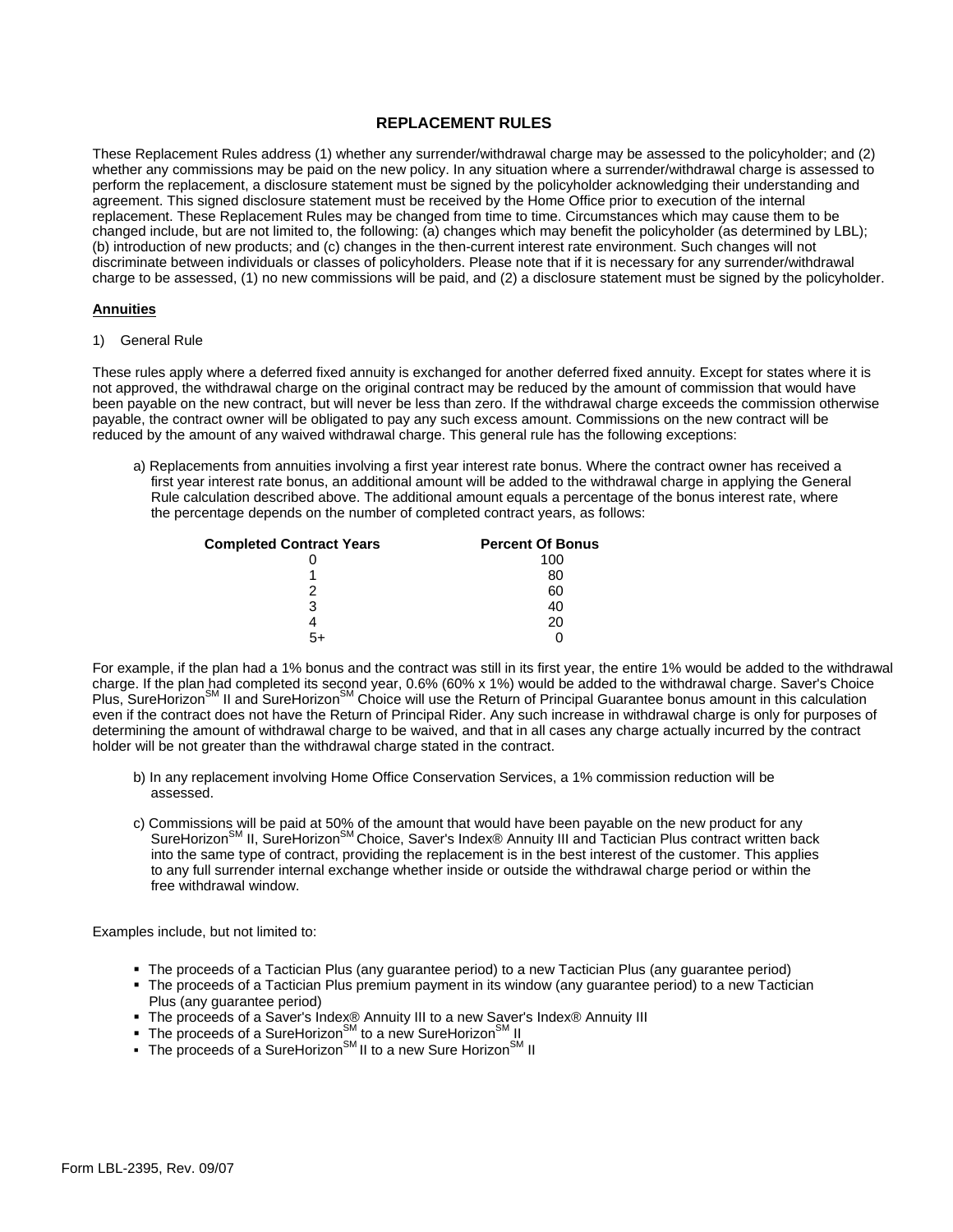# REPLACEMENT RULES

These Replacement Rules address (1) whether any surrender/withdrawal charge may be assessed to the policyholder; and (2) whether any commissions may be paid on the new policy. In any situation where a surrender/withdrawal charge is assessed to perform the replacement, a disclosure statement must be signed by the policyholder acknowledging their understanding and agreement. This signed disclosure statement must be received by the Home Office prior to execution of the internal replacement. These Replacement Rules may be changed from time to time. Circumstances which may cause them to be changed include, but are not limited to, the following: (a) changes which may benefit the policyholder (as determined by LBL); (b) introduction of new products; and (c) changes in the then-current interest rate environment. Such changes will not discriminate between individuals or classes of policyholders. Please note that if it is necessary for any surrender/withdrawal charge to be assessed, (1) no new commissions will be paid, and (2) a disclosure statement must be signed by the policyholder.

## Annuities

1) General Rule

These rules apply where a deferred fixed annuity is exchanged for another deferred fixed annuity. Except for states where it is not approved, the withdrawal charge on the original contract may be reduced by the amount of commission that would have been payable on the new contract, but will never be less than zero. If the withdrawal charge exceeds the commission otherwise payable, the contract owner will be obligated to pay any such excess amount. Commissions on the new contract will be reduced by the amount of any waived withdrawal charge. This general rule has the following exceptions:

a) Replacements from annuities involving a first year interest rate bonus. Where the contract owner has received a first year interest rate bonus, an additional amount will be added to the withdrawal charge in applying the General Rule calculation described above. The additional amount equals a percentage of the bonus interest rate, where the percentage depends on the number of completed contract years, as follows:

| Completed Contract Years | Percent Of Bonus |
|---|---|
| 0 | 100 |
| 1 | 80 |
| 2 | 60 |
| 3 | 40 |
| 4 | 20 |
| 5+ | 0 |

For example, if the plan had a 1% bonus and the contract was still in its first year, the entire 1% would be added to the withdrawal charge. If the plan had completed its second year, 0.6% (60% x 1%) would be added to the withdrawal charge. Saver's Choice Plus, SureHorizon℠ II and SureHorizon℠ Choice will use the Return of Principal Guarantee bonus amount in this calculation even if the contract does not have the Return of Principal Rider. Any such increase in withdrawal charge is only for purposes of determining the amount of withdrawal charge to be waived, and that in all cases any charge actually incurred by the contract holder will be not greater than the withdrawal charge stated in the contract.

b) In any replacement involving Home Office Conservation Services, a 1% commission reduction will be assessed.

c) Commissions will be paid at 50% of the amount that would have been payable on the new product for any SureHorizon℠ II, SureHorizon℠ Choice, Saver's Index® Annuity III and Tactician Plus contract written back into the same type of contract, providing the replacement is in the best interest of the customer. This applies to any full surrender internal exchange whether inside or outside the withdrawal charge period or within the free withdrawal window.

Examples include, but not limited to:

- The proceeds of a Tactician Plus (any guarantee period) to a new Tactician Plus (any guarantee period)
- The proceeds of a Tactician Plus premium payment in its window (any guarantee period) to a new Tactician Plus (any guarantee period)
- The proceeds of a Saver's Index® Annuity III to a new Saver's Index® Annuity III
- The proceeds of a SureHorizon℠ to a new SureHorizon℠ II
- The proceeds of a SureHorizon℠ II to a new Sure Horizon℠ II

Form LBL-2395, Rev. 09/07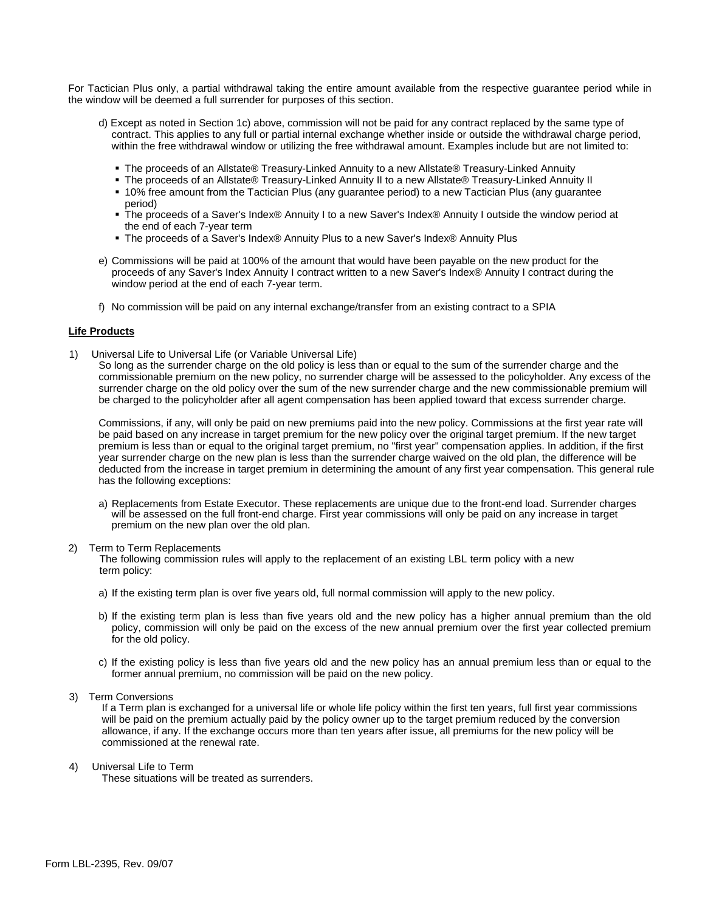For Tactician Plus only, a partial withdrawal taking the entire amount available from the respective guarantee period while in the window will be deemed a full surrender for purposes of this section.

d) Except as noted in Section 1c) above, commission will not be paid for any contract replaced by the same type of contract. This applies to any full or partial internal exchange whether inside or outside the withdrawal charge period, within the free withdrawal window or utilizing the free withdrawal amount. Examples include but are not limited to:

- The proceeds of an Allstate® Treasury-Linked Annuity to a new Allstate® Treasury-Linked Annuity
- The proceeds of an Allstate® Treasury-Linked Annuity II to a new Allstate® Treasury-Linked Annuity II
- 10% free amount from the Tactician Plus (any guarantee period) to a new Tactician Plus (any guarantee period)
- The proceeds of a Saver's Index® Annuity I to a new Saver's Index® Annuity I outside the window period at the end of each 7-year term
- The proceeds of a Saver's Index® Annuity Plus to a new Saver's Index® Annuity Plus

e) Commissions will be paid at 100% of the amount that would have been payable on the new product for the proceeds of any Saver's Index Annuity I contract written to a new Saver's Index® Annuity I contract during the window period at the end of each 7-year term.

f) No commission will be paid on any internal exchange/transfer from an existing contract to a SPIA

**Life Products**

1) Universal Life to Universal Life (or Variable Universal Life)

So long as the surrender charge on the old policy is less than or equal to the sum of the surrender charge and the commissionable premium on the new policy, no surrender charge will be assessed to the policyholder. Any excess of the surrender charge on the old policy over the sum of the new surrender charge and the new commissionable premium will be charged to the policyholder after all agent compensation has been applied toward that excess surrender charge.

Commissions, if any, will only be paid on new premiums paid into the new policy. Commissions at the first year rate will be paid based on any increase in target premium for the new policy over the original target premium. If the new target premium is less than or equal to the original target premium, no "first year" compensation applies. In addition, if the first year surrender charge on the new plan is less than the surrender charge waived on the old plan, the difference will be deducted from the increase in target premium in determining the amount of any first year compensation. This general rule has the following exceptions:

a) Replacements from Estate Executor. These replacements are unique due to the front-end load. Surrender charges will be assessed on the full front-end charge. First year commissions will only be paid on any increase in target premium on the new plan over the old plan.

2) Term to Term Replacements

The following commission rules will apply to the replacement of an existing LBL term policy with a new term policy:

a) If the existing term plan is over five years old, full normal commission will apply to the new policy.

b) If the existing term plan is less than five years old and the new policy has a higher annual premium than the old policy, commission will only be paid on the excess of the new annual premium over the first year collected premium for the old policy.

c) If the existing policy is less than five years old and the new policy has an annual premium less than or equal to the former annual premium, no commission will be paid on the new policy.

3) Term Conversions

If a Term plan is exchanged for a universal life or whole life policy within the first ten years, full first year commissions will be paid on the premium actually paid by the policy owner up to the target premium reduced by the conversion allowance, if any. If the exchange occurs more than ten years after issue, all premiums for the new policy will be commissioned at the renewal rate.

4) Universal Life to Term

These situations will be treated as surrenders.

Form LBL-2395, Rev. 09/07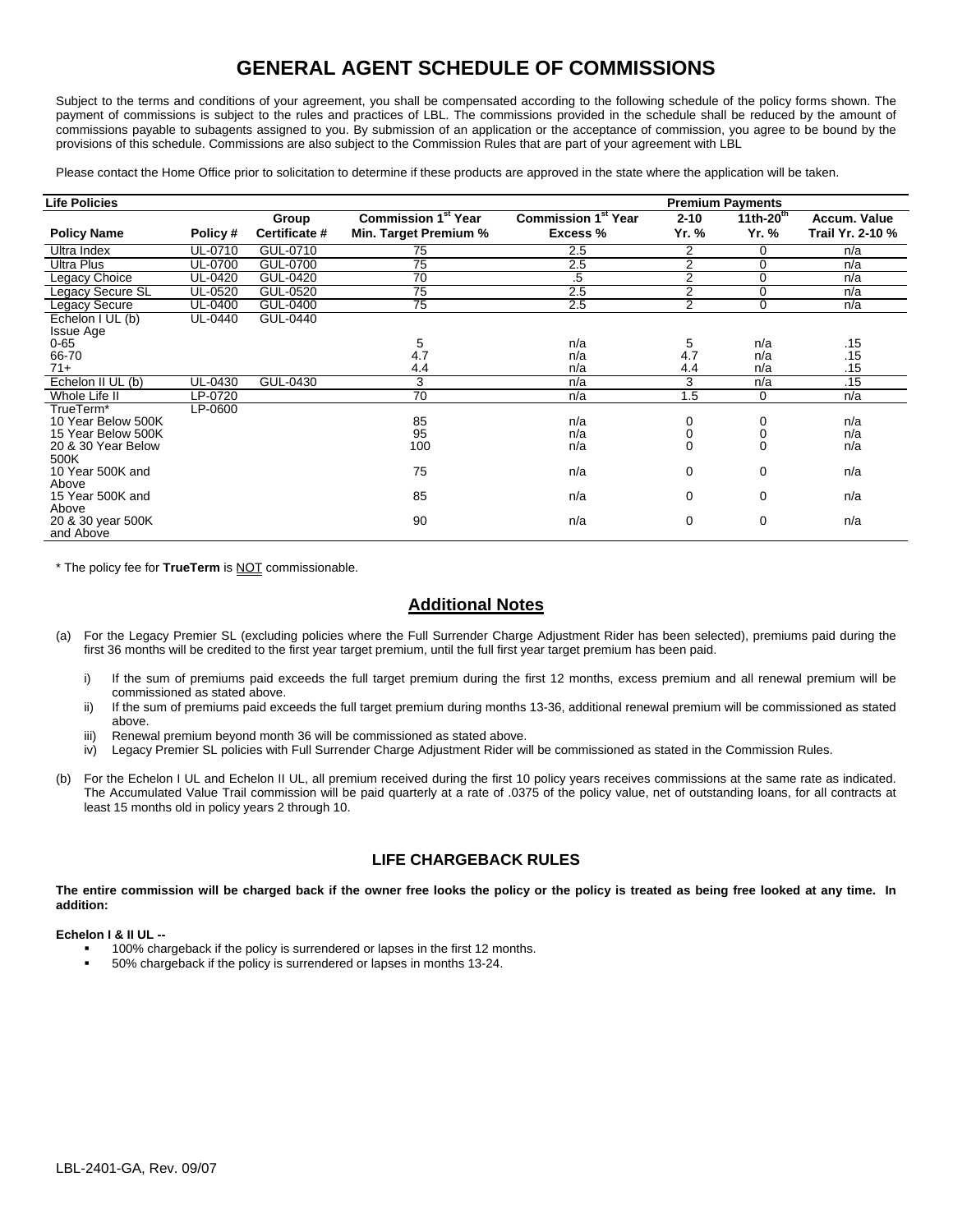# GENERAL AGENT SCHEDULE OF COMMISSIONS

Subject to the terms and conditions of your agreement, you shall be compensated according to the following schedule of the policy forms shown. The payment of commissions is subject to the rules and practices of LBL. The commissions provided in the schedule shall be reduced by the amount of commissions payable to subagents assigned to you. By submission of an application or the acceptance of commission, you agree to be bound by the provisions of this schedule. Commissions are also subject to the Commission Rules that are part of your agreement with LBL

Please contact the Home Office prior to solicitation to determine if these products are approved in the state where the application will be taken.

| Life Policies | | | | Premium Payments | | | |
|---|---|---|---|---|---|---|---|
| **Policy Name** | **Policy #** | **Group Certificate #** | **Commission 1st Year Min. Target Premium %** | **Commission 1st Year Excess %** | **2-10 Yr. %** | **11th-20th Yr. %** | **Accum. Value Trail Yr. 2-10 %** |
| Ultra Index | UL-0710 | GUL-0710 | 75 | 2.5 | 2 | 0 | n/a |
| Ultra Plus | UL-0700 | GUL-0700 | 75 | 2.5 | 2 | 0 | n/a |
| Legacy Choice | UL-0420 | GUL-0420 | 70 | .5 | 2 | 0 | n/a |
| Legacy Secure SL | UL-0520 | GUL-0520 | 75 | 2.5 | 2 | 0 | n/a |
| Legacy Secure | UL-0400 | GUL-0400 | 75 | 2.5 | 2 | 0 | n/a |
| Echelon I UL (b) Issue Age | UL-0440 | GUL-0440 | | | | | |
| 0-65 | | | 5 | n/a | 5 | n/a | .15 |
| 66-70 | | | 4.7 | n/a | 4.7 | n/a | .15 |
| 71+ | | | 4.4 | n/a | 4.4 | n/a | .15 |
| Echelon II UL (b) | UL-0430 | GUL-0430 | 3 | n/a | 3 | n/a | .15 |
| Whole Life II | LP-0720 | | 70 | n/a | 1.5 | 0 | n/a |
| TrueTerm* | LP-0600 | | | | | | |
| 10 Year Below 500K | | | 85 | n/a | 0 | 0 | n/a |
| 15 Year Below 500K | | | 95 | n/a | 0 | 0 | n/a |
| 20 & 30 Year Below 500K | | | 100 | n/a | 0 | 0 | n/a |
| 10 Year 500K and Above | | | 75 | n/a | 0 | 0 | n/a |
| 15 Year 500K and Above | | | 85 | n/a | 0 | 0 | n/a |
| 20 & 30 year 500K and Above | | | 90 | n/a | 0 | 0 | n/a |

\* The policy fee for **TrueTerm** is NOT commissionable.

## Additional Notes

(a) For the Legacy Premier SL (excluding policies where the Full Surrender Charge Adjustment Rider has been selected), premiums paid during the first 36 months will be credited to the first year target premium, until the full first year target premium has been paid.

- i) If the sum of premiums paid exceeds the full target premium during the first 12 months, excess premium and all renewal premium will be commissioned as stated above.
- ii) If the sum of premiums paid exceeds the full target premium during months 13-36, additional renewal premium will be commissioned as stated above.
- iii) Renewal premium beyond month 36 will be commissioned as stated above.
- iv) Legacy Premier SL policies with Full Surrender Charge Adjustment Rider will be commissioned as stated in the Commission Rules.

(b) For the Echelon I UL and Echelon II UL, all premium received during the first 10 policy years receives commissions at the same rate as indicated. The Accumulated Value Trail commission will be paid quarterly at a rate of .0375 of the policy value, net of outstanding loans, for all contracts at least 15 months old in policy years 2 through 10.

### LIFE CHARGEBACK RULES

**The entire commission will be charged back if the owner free looks the policy or the policy is treated as being free looked at any time. In addition:**

**Echelon I & II UL --**

- 100% chargeback if the policy is surrendered or lapses in the first 12 months.
- 50% chargeback if the policy is surrendered or lapses in months 13-24.

LBL-2401-GA, Rev. 09/07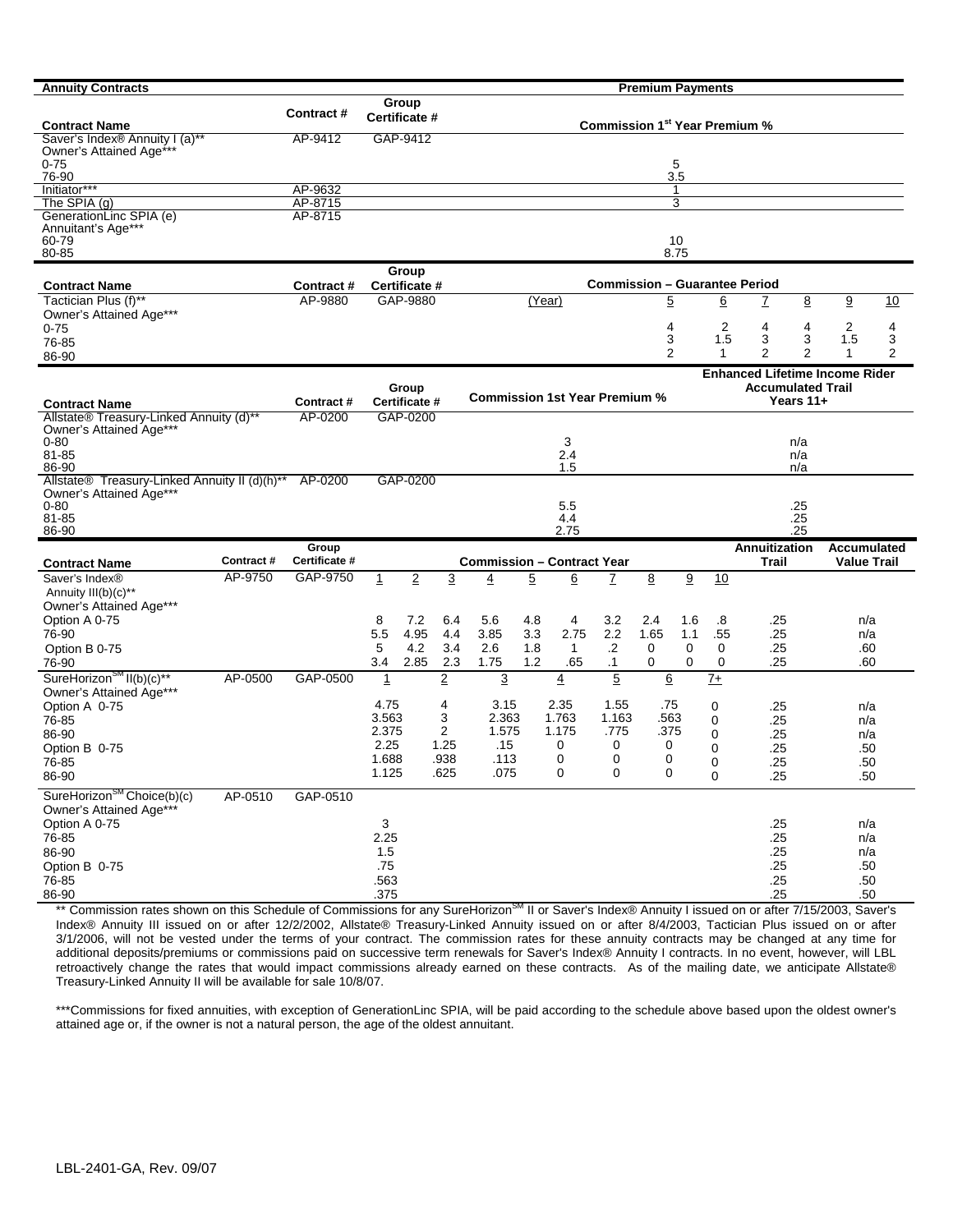| Annuity Contracts | | | Premium Payments |
|---|---|---|---|
| Contract Name | Contract # | Group Certificate # | Commission 1st Year Premium % |
| Saver's Index® Annuity I (a)** | AP-9412 | GAP-9412 | |
| Owner's Attained Age*** | | | |
| 0-75 | | | 5 |
| 76-90 | | | 3.5 |
| Initiator*** | AP-9632 | | 1 |
| The SPIA (g) | AP-8715 | | 3 |
| GenerationLinc SPIA (e) | AP-8715 | | |
| Annuitant's Age*** | | | |
| 60-79 | | | 10 |
| 80-85 | | | 8.75 |

| Contract Name | Contract # | Group Certificate # | Commission – Guarantee Period | | | | | | |
|---|---|---|---|---|---|---|---|---|---|
| Tactician Plus (f)** | AP-9880 | GAP-9880 | (Year) | 5 | 6 | 7 | 8 | 9 | 10 |
| Owner's Attained Age*** | | | | | | | | | |
| 0-75 | | | | 4 | 2 | 4 | 4 | 2 | 4 |
| 76-85 | | | | 3 | 1.5 | 3 | 3 | 1.5 | 3 |
| 86-90 | | | | 2 | 1 | 2 | 2 | 1 | 2 |

| Contract Name | Contract # | Group Certificate # | Commission 1st Year Premium % | Enhanced Lifetime Income Rider Accumulated Trail Years 11+ |
|---|---|---|---|---|
| Allstate® Treasury-Linked Annuity (d)** | AP-0200 | GAP-0200 | | |
| Owner's Attained Age*** | | | | |
| 0-80 | | | 3 | n/a |
| 81-85 | | | 2.4 | n/a |
| 86-90 | | | 1.5 | n/a |
| Allstate® Treasury-Linked Annuity II (d)(h)** | AP-0200 | GAP-0200 | | |
| Owner's Attained Age*** | | | | |
| 0-80 | | | 5.5 | .25 |
| 81-85 | | | 4.4 | .25 |
| 86-90 | | | 2.75 | .25 |

| Contract Name | Contract # | Group Certificate # | Commission – Contract Year | | | | | | | | | | Annuitization Trail | Accumulated Value Trail |
|---|---|---|---|---|---|---|---|---|---|---|---|---|---|---|
| Saver's Index® Annuity III(b)(c)** | AP-9750 | GAP-9750 | 1 | 2 | 3 | 4 | 5 | 6 | 7 | 8 | 9 | 10 | | |
| Owner's Attained Age*** | | | | | | | | | | | | | | |
| Option A 0-75 | | | 8 | 7.2 | 6.4 | 5.6 | 4.8 | 4 | 3.2 | 2.4 | 1.6 | .8 | .25 | n/a |
| 76-90 | | | 5.5 | 4.95 | 4.4 | 3.85 | 3.3 | 2.75 | 2.2 | 1.65 | 1.1 | .55 | .25 | n/a |
| Option B 0-75 | | | 5 | 4.2 | 3.4 | 2.6 | 1.8 | 1 | .2 | 0 | 0 | 0 | .25 | .60 |
| 76-90 | | | 3.4 | 2.85 | 2.3 | 1.75 | 1.2 | .65 | .1 | 0 | 0 | 0 | .25 | .60 |
| SureHorizon℠ II(b)(c)** | AP-0500 | GAP-0500 | 1 | 2 | 3 | 4 | 5 | 6 | 7+ | | | | | |
| Owner's Attained Age*** | | | | | | | | | | | | | | |
| Option A 0-75 | | | 4.75 | 4 | 3.15 | 2.35 | 1.55 | .75 | 0 | | | | .25 | n/a |
| 76-85 | | | 3.563 | 3 | 2.363 | 1.763 | 1.163 | .563 | 0 | | | | .25 | n/a |
| 86-90 | | | 2.375 | 2 | 1.575 | 1.175 | .775 | .375 | 0 | | | | .25 | n/a |
| Option B 0-75 | | | 2.25 | 1.25 | .15 | 0 | 0 | 0 | 0 | | | | .25 | .50 |
| 76-85 | | | 1.688 | .938 | .113 | 0 | 0 | 0 | 0 | | | | .25 | .50 |
| 86-90 | | | 1.125 | .625 | .075 | 0 | 0 | 0 | 0 | | | | .25 | .50 |
| SureHorizon℠ Choice(b)(c) | AP-0510 | GAP-0510 | | | | | | | | | | | | |
| Owner's Attained Age*** | | | | | | | | | | | | | | |
| Option A 0-75 | | | 3 | | | | | | | | | | .25 | n/a |
| 76-85 | | | 2.25 | | | | | | | | | | .25 | n/a |
| 86-90 | | | 1.5 | | | | | | | | | | .25 | n/a |
| Option B 0-75 | | | .75 | | | | | | | | | | .25 | .50 |
| 76-85 | | | .563 | | | | | | | | | | .25 | .50 |
| 86-90 | | | .375 | | | | | | | | | | .25 | .50 |

** Commission rates shown on this Schedule of Commissions for any SureHorizon℠ II or Saver's Index® Annuity I issued on or after 7/15/2003, Saver's Index® Annuity III issued on or after 12/2/2002, Allstate® Treasury-Linked Annuity issued on or after 8/4/2003, Tactician Plus issued on or after 3/1/2006, will not be vested under the terms of your contract. The commission rates for these annuity contracts may be changed at any time for additional deposits/premiums or commissions paid on successive term renewals for Saver's Index® Annuity I contracts. In no event, however, will LBL retroactively change the rates that would impact commissions already earned on these contracts. As of the mailing date, we anticipate Allstate® Treasury-Linked Annuity II will be available for sale 10/8/07.

***Commissions for fixed annuities, with exception of GenerationLinc SPIA, will be paid according to the schedule above based upon the oldest owner's attained age or, if the owner is not a natural person, the age of the oldest annuitant.

LBL-2401-GA, Rev. 09/07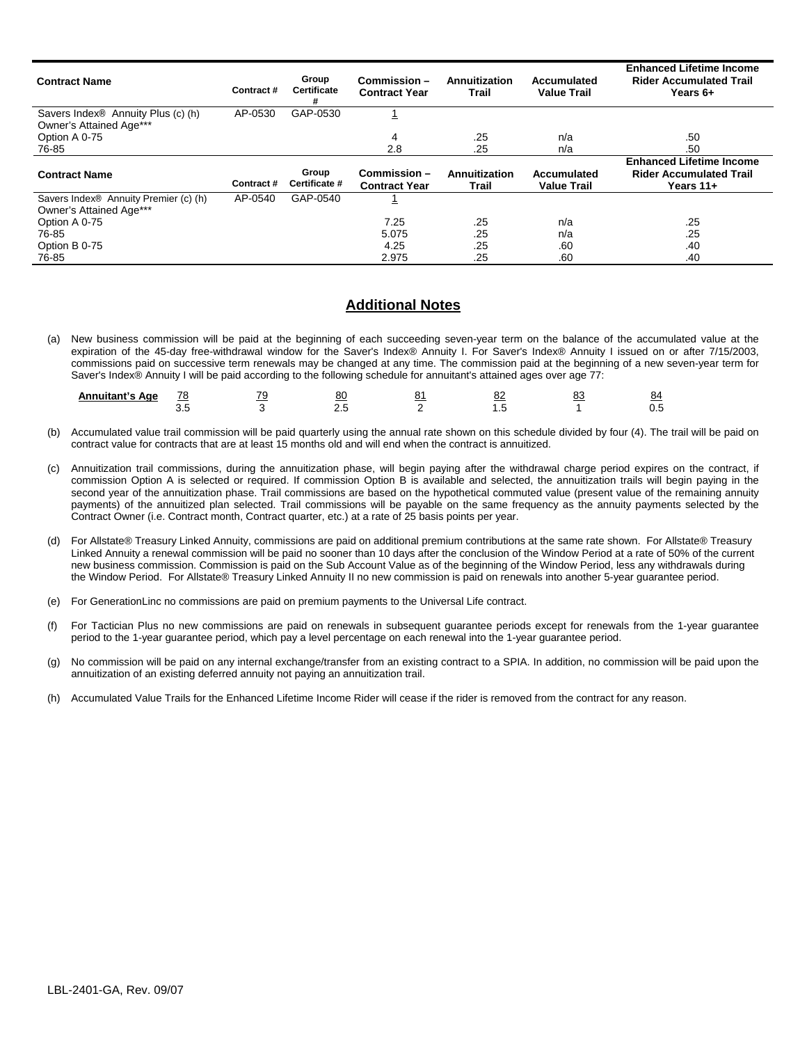| Contract Name | Contract # | Group Certificate # | Commission – Contract Year | Annuitization Trail | Accumulated Value Trail | Enhanced Lifetime Income Rider Accumulated Trail Years 6+ |
|---|---|---|---|---|---|---|
| Savers Index® Annuity Plus (c) (h) Owner's Attained Age*** | AP-0530 | GAP-0530 | 1 | | | |
| Option A 0-75 | | | 4 | .25 | n/a | .50 |
| 76-85 | | | 2.8 | .25 | n/a | .50 |

| Contract Name | Contract # | Group Certificate # | Commission – Contract Year | Annuitization Trail | Accumulated Value Trail | Enhanced Lifetime Income Rider Accumulated Trail Years 11+ |
|---|---|---|---|---|---|---|
| Savers Index® Annuity Premier (c) (h) Owner's Attained Age*** | AP-0540 | GAP-0540 | 1 | | | |
| Option A 0-75 | | | 7.25 | .25 | n/a | .25 |
| 76-85 | | | 5.075 | .25 | n/a | .25 |
| Option B 0-75 | | | 4.25 | .25 | .60 | .40 |
| 76-85 | | | 2.975 | .25 | .60 | .40 |

## Additional Notes

(a) New business commission will be paid at the beginning of each succeeding seven-year term on the balance of the accumulated value at the expiration of the 45-day free-withdrawal window for the Saver's Index® Annuity I. For Saver's Index® Annuity I issued on or after 7/15/2003, commissions paid on successive term renewals may be changed at any time. The commission paid at the beginning of a new seven-year term for Saver's Index® Annuity I will be paid according to the following schedule for annuitant's attained ages over age 77:

| Annuitant's Age | 78 | 79 | 80 | 81 | 82 | 83 | 84 |
|---|---|---|---|---|---|---|---|
| | 3.5 | 3 | 2.5 | 2 | 1.5 | 1 | 0.5 |

(b) Accumulated value trail commission will be paid quarterly using the annual rate shown on this schedule divided by four (4). The trail will be paid on contract value for contracts that are at least 15 months old and will end when the contract is annuitized.

(c) Annuitization trail commissions, during the annuitization phase, will begin paying after the withdrawal charge period expires on the contract, if commission Option A is selected or required. If commission Option B is available and selected, the annuitization trails will begin paying in the second year of the annuitization phase. Trail commissions are based on the hypothetical commuted value (present value of the remaining annuity payments) of the annuitized plan selected. Trail commissions will be payable on the same frequency as the annuity payments selected by the Contract Owner (i.e. Contract month, Contract quarter, etc.) at a rate of 25 basis points per year.

(d) For Allstate® Treasury Linked Annuity, commissions are paid on additional premium contributions at the same rate shown. For Allstate® Treasury Linked Annuity a renewal commission will be paid no sooner than 10 days after the conclusion of the Window Period at a rate of 50% of the current new business commission. Commission is paid on the Sub Account Value as of the beginning of the Window Period, less any withdrawals during the Window Period. For Allstate® Treasury Linked Annuity II no new commission is paid on renewals into another 5-year guarantee period.

(e) For GenerationLinc no commissions are paid on premium payments to the Universal Life contract.

(f) For Tactician Plus no new commissions are paid on renewals in subsequent guarantee periods except for renewals from the 1-year guarantee period to the 1-year guarantee period, which pay a level percentage on each renewal into the 1-year guarantee period.

(g) No commission will be paid on any internal exchange/transfer from an existing contract to a SPIA. In addition, no commission will be paid upon the annuitization of an existing deferred annuity not paying an annuitization trail.

(h) Accumulated Value Trails for the Enhanced Lifetime Income Rider will cease if the rider is removed from the contract for any reason.

LBL-2401-GA, Rev. 09/07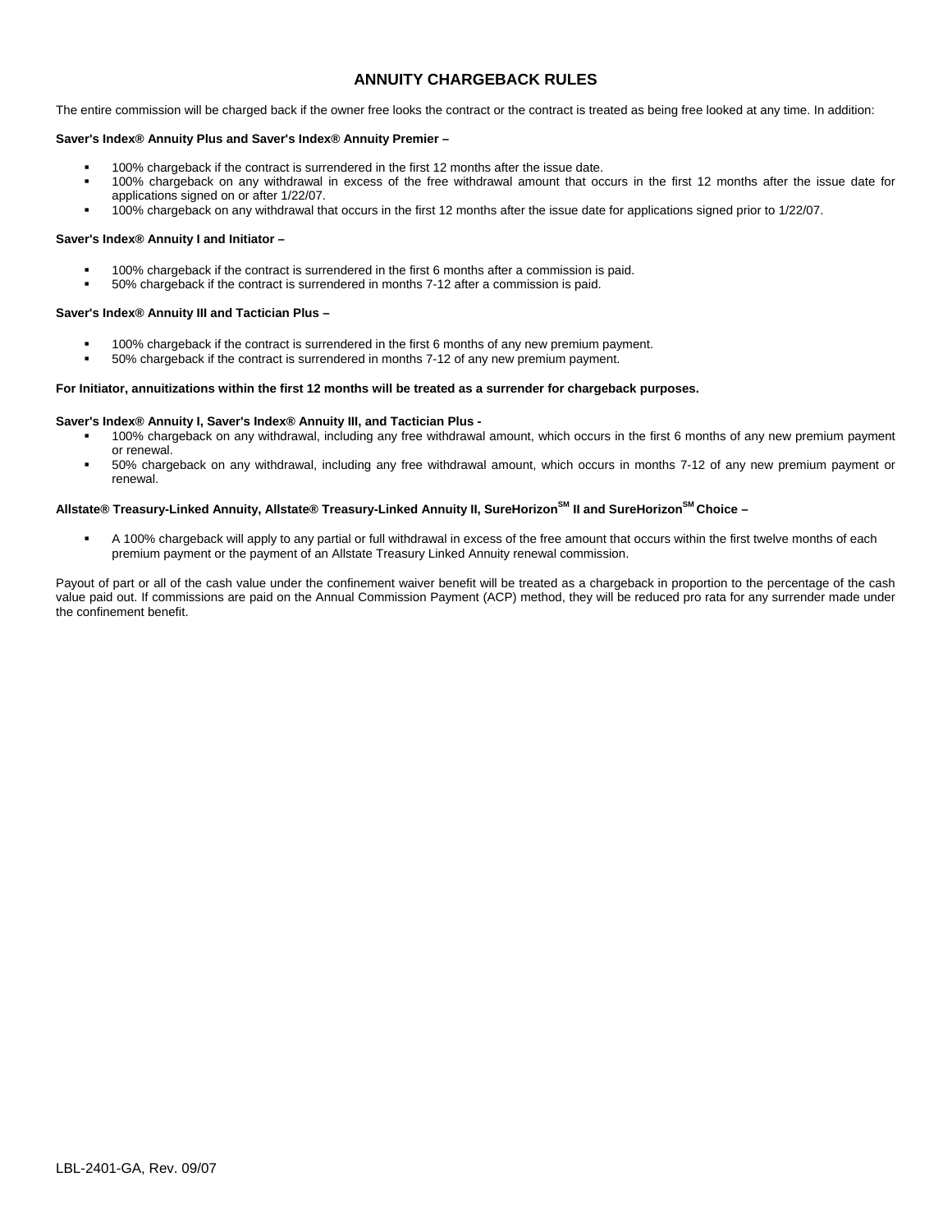# ANNUITY CHARGEBACK RULES

The entire commission will be charged back if the owner free looks the contract or the contract is treated as being free looked at any time. In addition:

**Saver's Index® Annuity Plus and Saver's Index® Annuity Premier –**

- 100% chargeback if the contract is surrendered in the first 12 months after the issue date.
- 100% chargeback on any withdrawal in excess of the free withdrawal amount that occurs in the first 12 months after the issue date for applications signed on or after 1/22/07.
- 100% chargeback on any withdrawal that occurs in the first 12 months after the issue date for applications signed prior to 1/22/07.

**Saver's Index® Annuity I and Initiator –**

- 100% chargeback if the contract is surrendered in the first 6 months after a commission is paid.
- 50% chargeback if the contract is surrendered in months 7-12 after a commission is paid.

**Saver's Index® Annuity III and Tactician Plus –**

- 100% chargeback if the contract is surrendered in the first 6 months of any new premium payment.
- 50% chargeback if the contract is surrendered in months 7-12 of any new premium payment.

**For Initiator, annuitizations within the first 12 months will be treated as a surrender for chargeback purposes.**

**Saver's Index® Annuity I, Saver's Index® Annuity III, and Tactician Plus -**

- 100% chargeback on any withdrawal, including any free withdrawal amount, which occurs in the first 6 months of any new premium payment or renewal.
- 50% chargeback on any withdrawal, including any free withdrawal amount, which occurs in months 7-12 of any new premium payment or renewal.

**Allstate® Treasury-Linked Annuity, Allstate® Treasury-Linked Annuity II, SureHorizon℠ II and SureHorizon℠ Choice –**

- A 100% chargeback will apply to any partial or full withdrawal in excess of the free amount that occurs within the first twelve months of each premium payment or the payment of an Allstate Treasury Linked Annuity renewal commission.

Payout of part or all of the cash value under the confinement waiver benefit will be treated as a chargeback in proportion to the percentage of the cash value paid out. If commissions are paid on the Annual Commission Payment (ACP) method, they will be reduced pro rata for any surrender made under the confinement benefit.

LBL-2401-GA, Rev. 09/07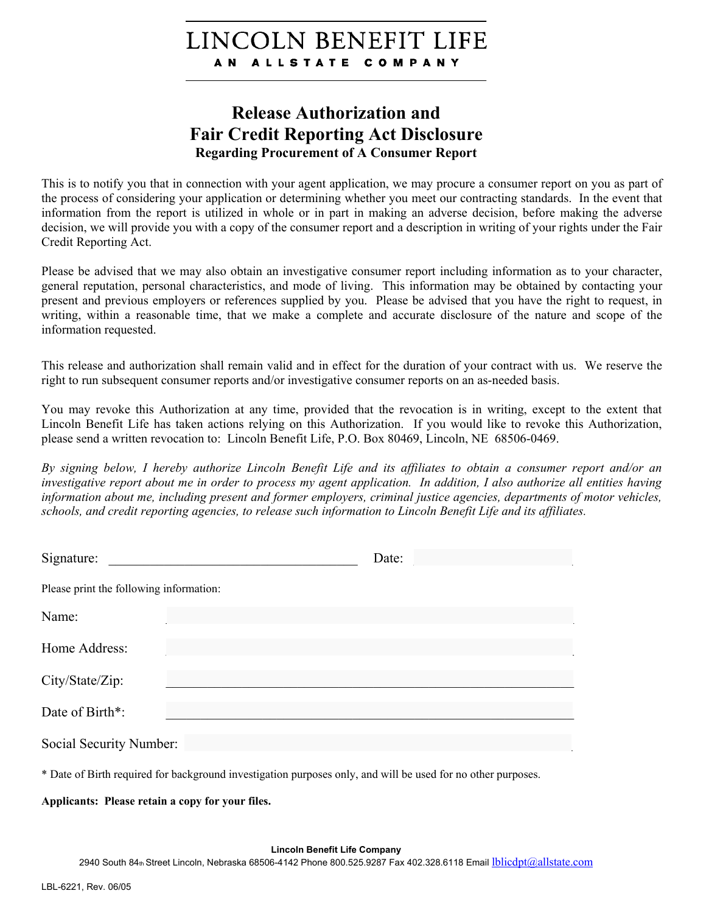LINCOLN BENEFIT LIFE

AN ALLSTATE COMPANY

# Release Authorization and Fair Credit Reporting Act Disclosure

### Regarding Procurement of A Consumer Report

This is to notify you that in connection with your agent application, we may procure a consumer report on you as part of the process of considering your application or determining whether you meet our contracting standards. In the event that information from the report is utilized in whole or in part in making an adverse decision, before making the adverse decision, we will provide you with a copy of the consumer report and a description in writing of your rights under the Fair Credit Reporting Act.

Please be advised that we may also obtain an investigative consumer report including information as to your character, general reputation, personal characteristics, and mode of living. This information may be obtained by contacting your present and previous employers or references supplied by you. Please be advised that you have the right to request, in writing, within a reasonable time, that we make a complete and accurate disclosure of the nature and scope of the information requested.

This release and authorization shall remain valid and in effect for the duration of your contract with us. We reserve the right to run subsequent consumer reports and/or investigative consumer reports on an as-needed basis.

You may revoke this Authorization at any time, provided that the revocation is in writing, except to the extent that Lincoln Benefit Life has taken actions relying on this Authorization. If you would like to revoke this Authorization, please send a written revocation to: Lincoln Benefit Life, P.O. Box 80469, Lincoln, NE 68506-0469.

*By signing below, I hereby authorize Lincoln Benefit Life and its affiliates to obtain a consumer report and/or an investigative report about me in order to process my agent application. In addition, I also authorize all entities having information about me, including present and former employers, criminal justice agencies, departments of motor vehicles, schools, and credit reporting agencies, to release such information to Lincoln Benefit Life and its affiliates.*

Signature: ______________________________ Date: ______________

Please print the following information:

Name: ______________________________

Home Address: ______________________________

City/State/Zip: ______________________________

Date of Birth*: ______________________________

Social Security Number: ______________________________

\* Date of Birth required for background investigation purposes only, and will be used for no other purposes.

**Applicants: Please retain a copy for your files.**

**Lincoln Benefit Life Company**

2940 South 84th Street Lincoln, Nebraska 68506-4142 Phone 800.525.9287 Fax 402.328.6118 Email lblicdpt@allstate.com

LBL-6221, Rev. 06/05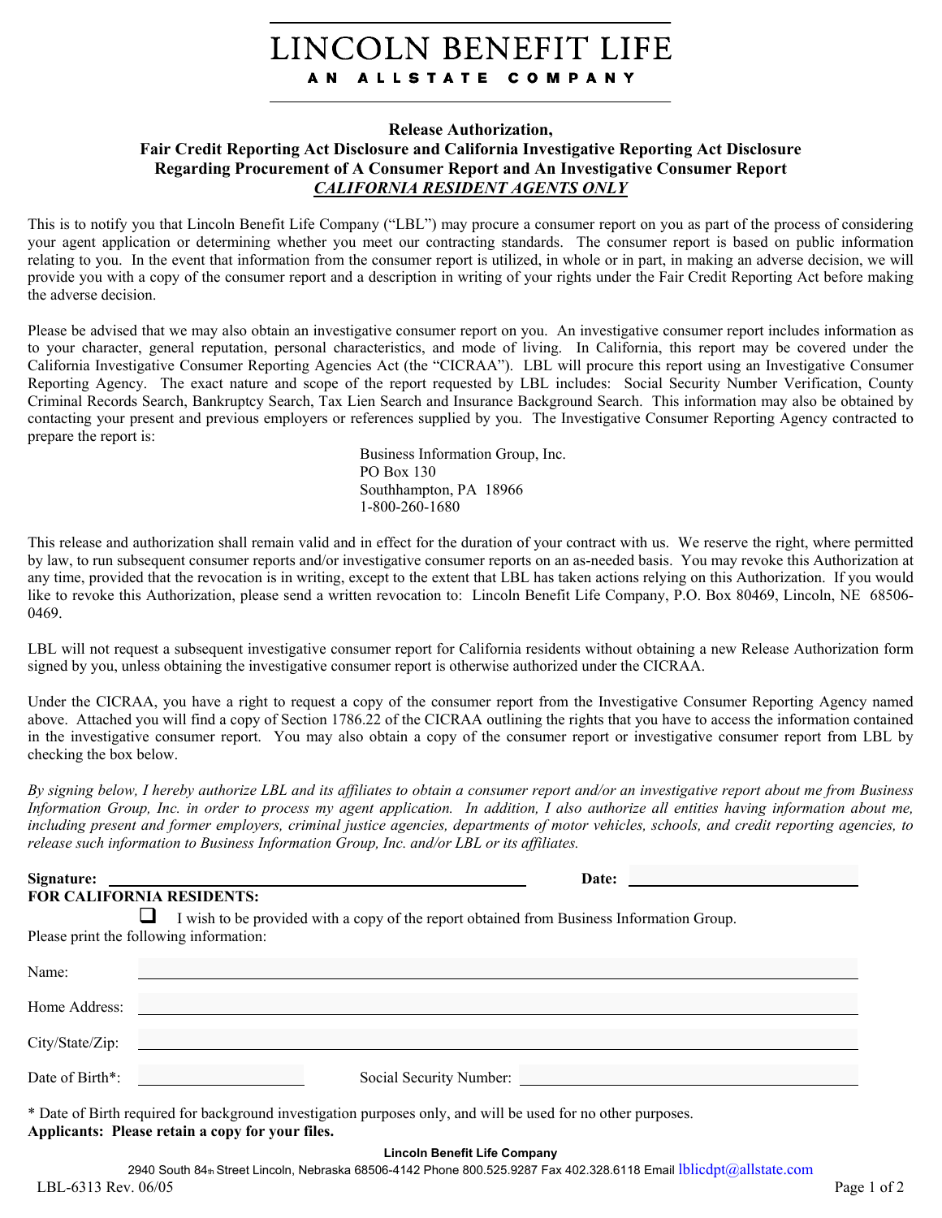# LINCOLN BENEFIT LIFE

**AN ALLSTATE COMPANY**

## Release Authorization,
## Fair Credit Reporting Act Disclosure and California Investigative Reporting Act Disclosure Regarding Procurement of A Consumer Report and An Investigative Consumer Report
## ***CALIFORNIA RESIDENT AGENTS ONLY***

This is to notify you that Lincoln Benefit Life Company ("LBL") may procure a consumer report on you as part of the process of considering your agent application or determining whether you meet our contracting standards. The consumer report is based on public information relating to you. In the event that information from the consumer report is utilized, in whole or in part, in making an adverse decision, we will provide you with a copy of the consumer report and a description in writing of your rights under the Fair Credit Reporting Act before making the adverse decision.

Please be advised that we may also obtain an investigative consumer report on you. An investigative consumer report includes information as to your character, general reputation, personal characteristics, and mode of living. In California, this report may be covered under the California Investigative Consumer Reporting Agencies Act (the "CICRAA"). LBL will procure this report using an Investigative Consumer Reporting Agency. The exact nature and scope of the report requested by LBL includes: Social Security Number Verification, County Criminal Records Search, Bankruptcy Search, Tax Lien Search and Insurance Background Search. This information may also be obtained by contacting your present and previous employers or references supplied by you. The Investigative Consumer Reporting Agency contracted to prepare the report is:

Business Information Group, Inc.
PO Box 130
Southhampton, PA 18966
1-800-260-1680

This release and authorization shall remain valid and in effect for the duration of your contract with us. We reserve the right, where permitted by law, to run subsequent consumer reports and/or investigative consumer reports on an as-needed basis. You may revoke this Authorization at any time, provided that the revocation is in writing, except to the extent that LBL has taken actions relying on this Authorization. If you would like to revoke this Authorization, please send a written revocation to: Lincoln Benefit Life Company, P.O. Box 80469, Lincoln, NE 68506-0469.

LBL will not request a subsequent investigative consumer report for California residents without obtaining a new Release Authorization form signed by you, unless obtaining the investigative consumer report is otherwise authorized under the CICRAA.

Under the CICRAA, you have a right to request a copy of the consumer report from the Investigative Consumer Reporting Agency named above. Attached you will find a copy of Section 1786.22 of the CICRAA outlining the rights that you have to access the information contained in the investigative consumer report. You may also obtain a copy of the consumer report or investigative consumer report from LBL by checking the box below.

*By signing below, I hereby authorize LBL and its affiliates to obtain a consumer report and/or an investigative report about me from Business Information Group, Inc. in order to process my agent application. In addition, I also authorize all entities having information about me, including present and former employers, criminal justice agencies, departments of motor vehicles, schools, and credit reporting agencies, to release such information to Business Information Group, Inc. and/or LBL or its affiliates.*

**Signature:** ______________________________ **Date:** ________________

**FOR CALIFORNIA RESIDENTS:**

☐ I wish to be provided with a copy of the report obtained from Business Information Group.

Please print the following information:

Name: ______________________________

Home Address: ______________________________

City/State/Zip: ______________________________

Date of Birth*: ________________ Social Security Number: ________________

\* Date of Birth required for background investigation purposes only, and will be used for no other purposes.

**Applicants: Please retain a copy for your files.**

**Lincoln Benefit Life Company**

2940 South 84th Street Lincoln, Nebraska 68506-4142 Phone 800.525.9287 Fax 402.328.6118 Email lblicdpt@allstate.com

LBL-6313 Rev. 06/05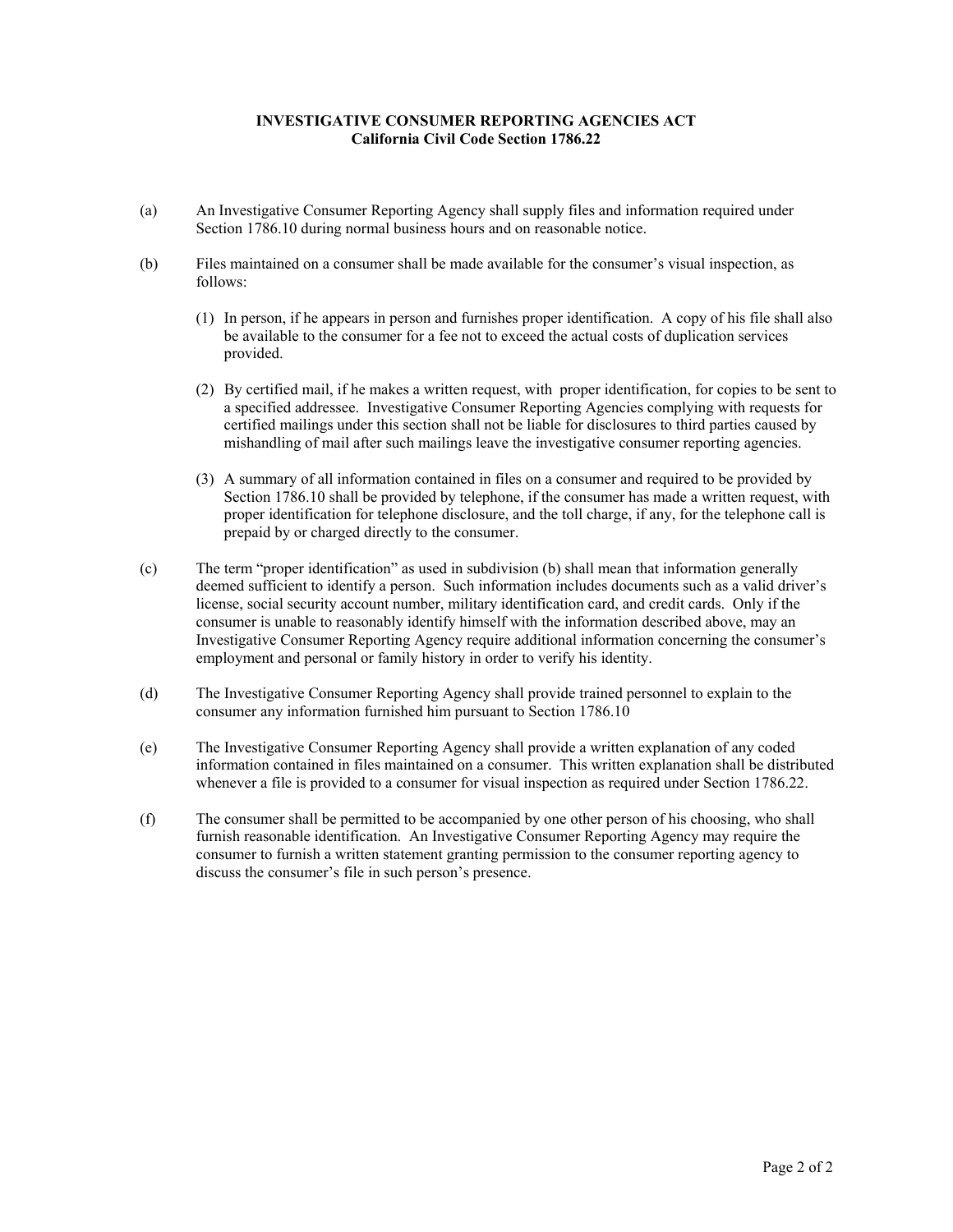**INVESTIGATIVE CONSUMER REPORTING AGENCIES ACT**
**California Civil Code Section 1786.22**

(a) An Investigative Consumer Reporting Agency shall supply files and information required under Section 1786.10 during normal business hours and on reasonable notice.

(b) Files maintained on a consumer shall be made available for the consumer's visual inspection, as follows:

(1) In person, if he appears in person and furnishes proper identification. A copy of his file shall also be available to the consumer for a fee not to exceed the actual costs of duplication services provided.

(2) By certified mail, if he makes a written request, with proper identification, for copies to be sent to a specified addressee. Investigative Consumer Reporting Agencies complying with requests for certified mailings under this section shall not be liable for disclosures to third parties caused by mishandling of mail after such mailings leave the investigative consumer reporting agencies.

(3) A summary of all information contained in files on a consumer and required to be provided by Section 1786.10 shall be provided by telephone, if the consumer has made a written request, with proper identification for telephone disclosure, and the toll charge, if any, for the telephone call is prepaid by or charged directly to the consumer.

(c) The term "proper identification" as used in subdivision (b) shall mean that information generally deemed sufficient to identify a person. Such information includes documents such as a valid driver's license, social security account number, military identification card, and credit cards. Only if the consumer is unable to reasonably identify himself with the information described above, may an Investigative Consumer Reporting Agency require additional information concerning the consumer's employment and personal or family history in order to verify his identity.

(d) The Investigative Consumer Reporting Agency shall provide trained personnel to explain to the consumer any information furnished him pursuant to Section 1786.10

(e) The Investigative Consumer Reporting Agency shall provide a written explanation of any coded information contained in files maintained on a consumer. This written explanation shall be distributed whenever a file is provided to a consumer for visual inspection as required under Section 1786.22.

(f) The consumer shall be permitted to be accompanied by one other person of his choosing, who shall furnish reasonable identification. An Investigative Consumer Reporting Agency may require the consumer to furnish a written statement granting permission to the consumer reporting agency to discuss the consumer's file in such person's presence.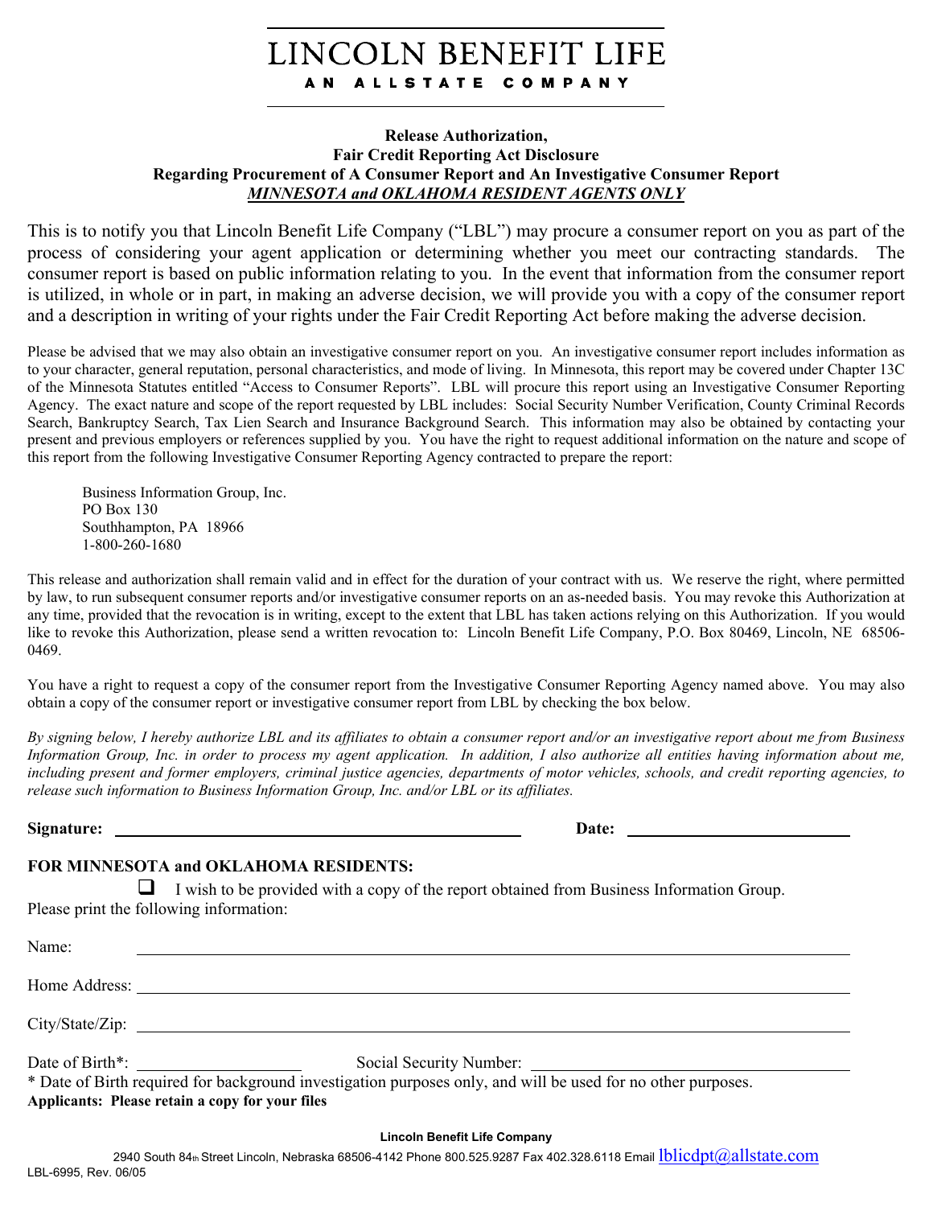# LINCOLN BENEFIT LIFE

**AN ALLSTATE COMPANY**

**Release Authorization,**
**Fair Credit Reporting Act Disclosure**
**Regarding Procurement of A Consumer Report and An Investigative Consumer Report**
***MINNESOTA and OKLAHOMA RESIDENT AGENTS ONLY***

This is to notify you that Lincoln Benefit Life Company ("LBL") may procure a consumer report on you as part of the process of considering your agent application or determining whether you meet our contracting standards. The consumer report is based on public information relating to you. In the event that information from the consumer report is utilized, in whole or in part, in making an adverse decision, we will provide you with a copy of the consumer report and a description in writing of your rights under the Fair Credit Reporting Act before making the adverse decision.

Please be advised that we may also obtain an investigative consumer report on you. An investigative consumer report includes information as to your character, general reputation, personal characteristics, and mode of living. In Minnesota, this report may be covered under Chapter 13C of the Minnesota Statutes entitled "Access to Consumer Reports". LBL will procure this report using an Investigative Consumer Reporting Agency. The exact nature and scope of the report requested by LBL includes: Social Security Number Verification, County Criminal Records Search, Bankruptcy Search, Tax Lien Search and Insurance Background Search. This information may also be obtained by contacting your present and previous employers or references supplied by you. You have the right to request additional information on the nature and scope of this report from the following Investigative Consumer Reporting Agency contracted to prepare the report:

Business Information Group, Inc.
PO Box 130
Southhampton, PA 18966
1-800-260-1680

This release and authorization shall remain valid and in effect for the duration of your contract with us. We reserve the right, where permitted by law, to run subsequent consumer reports and/or investigative consumer reports on an as-needed basis. You may revoke this Authorization at any time, provided that the revocation is in writing, except to the extent that LBL has taken actions relying on this Authorization. If you would like to revoke this Authorization, please send a written revocation to: Lincoln Benefit Life Company, P.O. Box 80469, Lincoln, NE 68506-0469.

You have a right to request a copy of the consumer report from the Investigative Consumer Reporting Agency named above. You may also obtain a copy of the consumer report or investigative consumer report from LBL by checking the box below.

*By signing below, I hereby authorize LBL and its affiliates to obtain a consumer report and/or an investigative report about me from Business Information Group, Inc. in order to process my agent application. In addition, I also authorize all entities having information about me, including present and former employers, criminal justice agencies, departments of motor vehicles, schools, and credit reporting agencies, to release such information to Business Information Group, Inc. and/or LBL or its affiliates.*

**Signature:** ______________________________ **Date:** ____________________

**FOR MINNESOTA and OKLAHOMA RESIDENTS:**

☐ I wish to be provided with a copy of the report obtained from Business Information Group.

Please print the following information:

Name: ______________________________

Home Address: ______________________________

City/State/Zip: ______________________________

Date of Birth*: ____________ Social Security Number: ____________________

\* Date of Birth required for background investigation purposes only, and will be used for no other purposes.

**Applicants: Please retain a copy for your files**

**Lincoln Benefit Life Company**

2940 South 84th Street Lincoln, Nebraska 68506-4142 Phone 800.525.9287 Fax 402.328.6118 Email lblicdpt@allstate.com

LBL-6995, Rev. 06/05